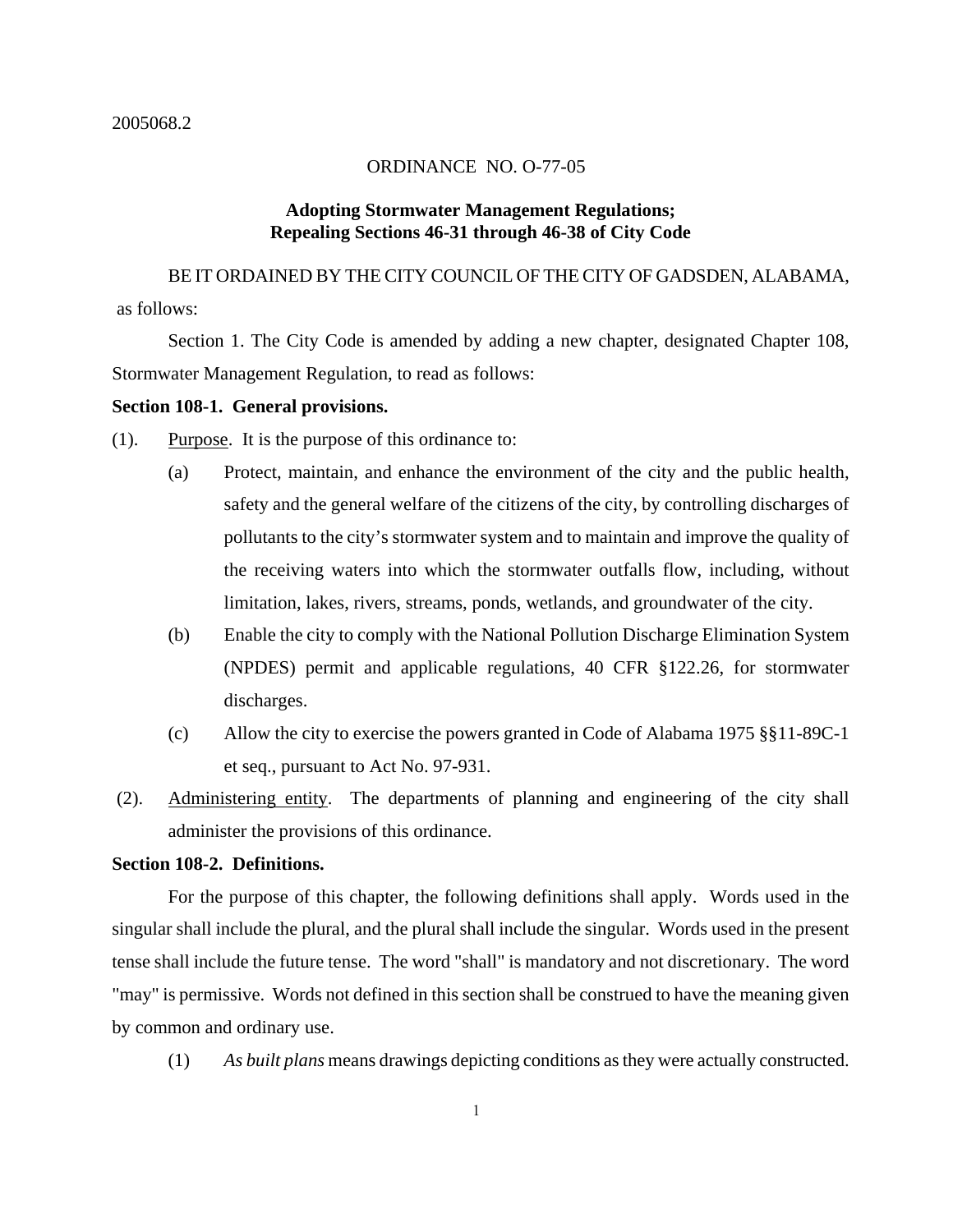2005068.2

ORDINANCE NO. O-77-05

**Adopting Stormwater Management Regulations;**
**Repealing Sections 46-31 through 46-38 of City Code**

BE IT ORDAINED BY THE CITY COUNCIL OF THE CITY OF GADSDEN, ALABAMA, as follows:

Section 1. The City Code is amended by adding a new chapter, designated Chapter 108, Stormwater Management Regulation, to read as follows:

**Section 108-1. General provisions.**

(1). Purpose. It is the purpose of this ordinance to:

(a) Protect, maintain, and enhance the environment of the city and the public health, safety and the general welfare of the citizens of the city, by controlling discharges of pollutants to the city's stormwater system and to maintain and improve the quality of the receiving waters into which the stormwater outfalls flow, including, without limitation, lakes, rivers, streams, ponds, wetlands, and groundwater of the city.

(b) Enable the city to comply with the National Pollution Discharge Elimination System (NPDES) permit and applicable regulations, 40 CFR §122.26, for stormwater discharges.

(c) Allow the city to exercise the powers granted in Code of Alabama 1975 §§11-89C-1 et seq., pursuant to Act No. 97-931.

(2). Administering entity. The departments of planning and engineering of the city shall administer the provisions of this ordinance.

**Section 108-2. Definitions.**

For the purpose of this chapter, the following definitions shall apply. Words used in the singular shall include the plural, and the plural shall include the singular. Words used in the present tense shall include the future tense. The word "shall" is mandatory and not discretionary. The word "may" is permissive. Words not defined in this section shall be construed to have the meaning given by common and ordinary use.

(1) *As built plans* means drawings depicting conditions as they were actually constructed.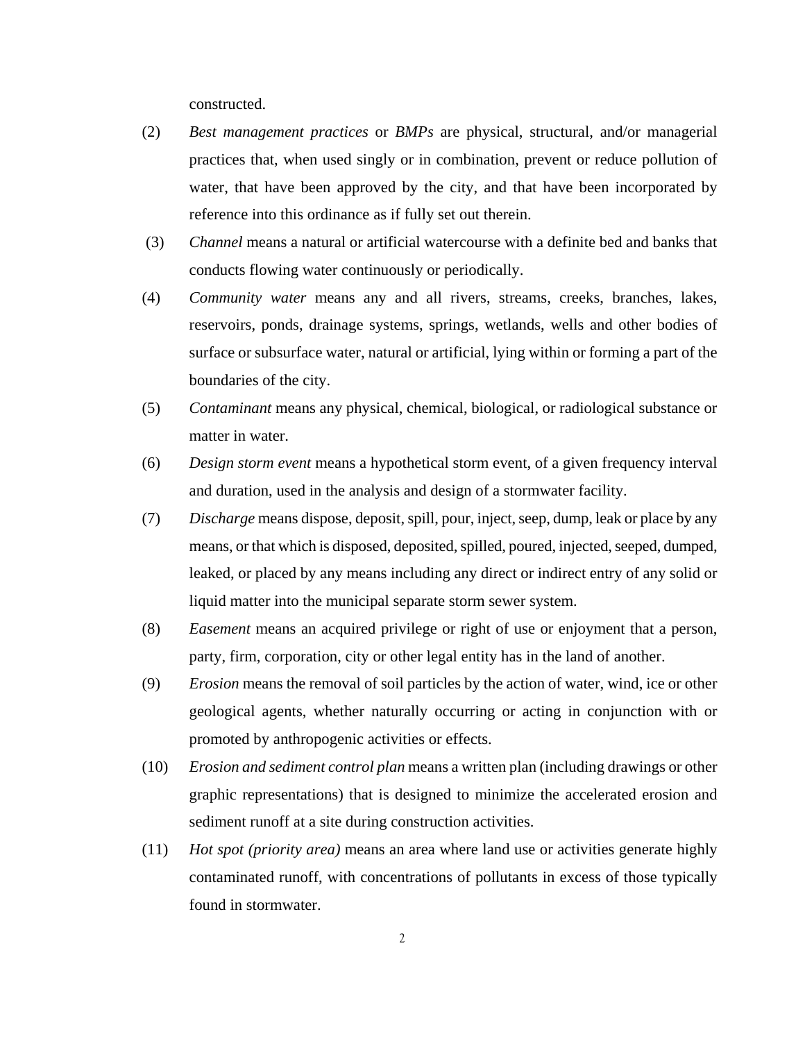constructed.

(2) *Best management practices* or *BMPs* are physical, structural, and/or managerial practices that, when used singly or in combination, prevent or reduce pollution of water, that have been approved by the city, and that have been incorporated by reference into this ordinance as if fully set out therein.

(3) *Channel* means a natural or artificial watercourse with a definite bed and banks that conducts flowing water continuously or periodically.

(4) *Community water* means any and all rivers, streams, creeks, branches, lakes, reservoirs, ponds, drainage systems, springs, wetlands, wells and other bodies of surface or subsurface water, natural or artificial, lying within or forming a part of the boundaries of the city.

(5) *Contaminant* means any physical, chemical, biological, or radiological substance or matter in water.

(6) *Design storm event* means a hypothetical storm event, of a given frequency interval and duration, used in the analysis and design of a stormwater facility.

(7) *Discharge* means dispose, deposit, spill, pour, inject, seep, dump, leak or place by any means, or that which is disposed, deposited, spilled, poured, injected, seeped, dumped, leaked, or placed by any means including any direct or indirect entry of any solid or liquid matter into the municipal separate storm sewer system.

(8) *Easement* means an acquired privilege or right of use or enjoyment that a person, party, firm, corporation, city or other legal entity has in the land of another.

(9) *Erosion* means the removal of soil particles by the action of water, wind, ice or other geological agents, whether naturally occurring or acting in conjunction with or promoted by anthropogenic activities or effects.

(10) *Erosion and sediment control plan* means a written plan (including drawings or other graphic representations) that is designed to minimize the accelerated erosion and sediment runoff at a site during construction activities.

(11) *Hot spot (priority area)* means an area where land use or activities generate highly contaminated runoff, with concentrations of pollutants in excess of those typically found in stormwater.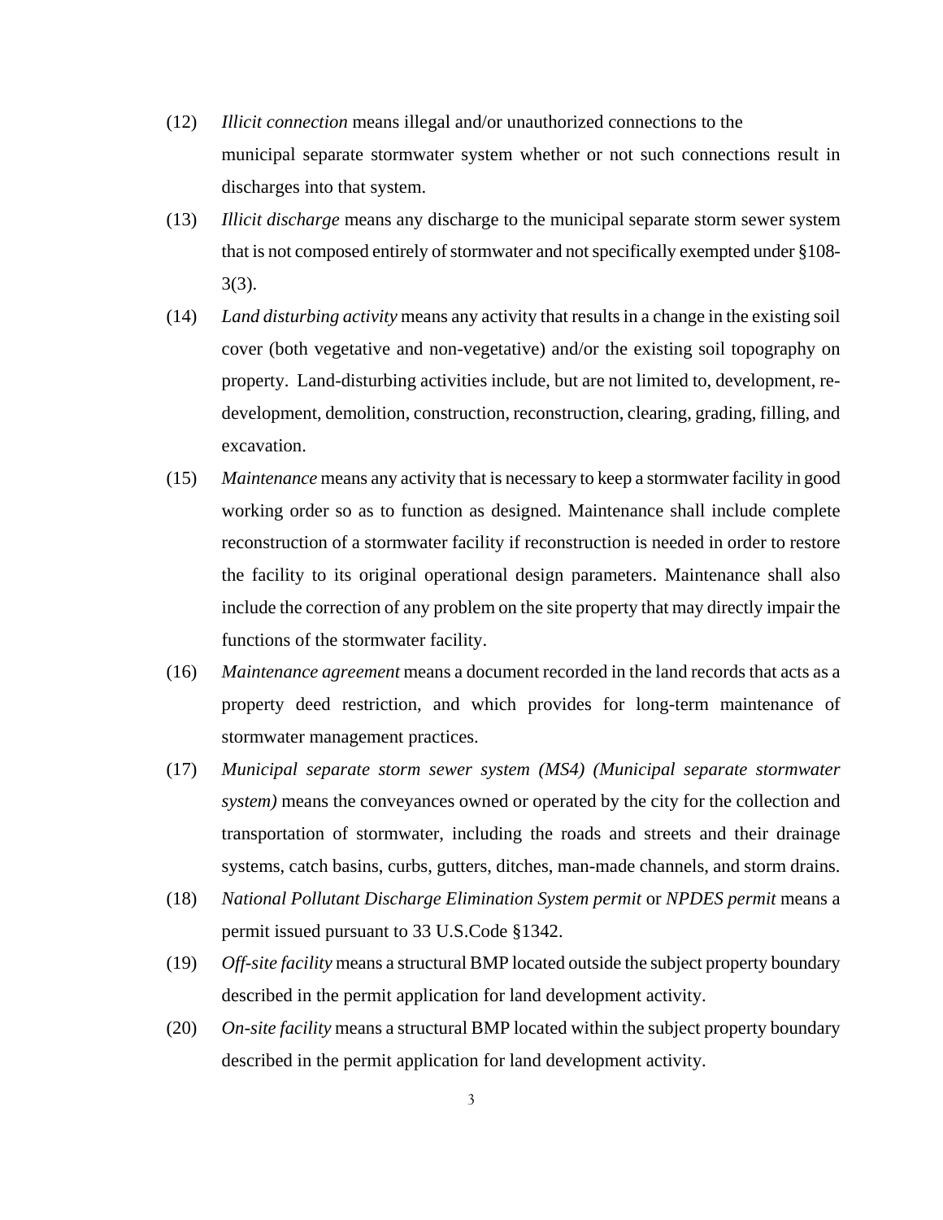(12) *Illicit connection* means illegal and/or unauthorized connections to the municipal separate stormwater system whether or not such connections result in discharges into that system.

(13) *Illicit discharge* means any discharge to the municipal separate storm sewer system that is not composed entirely of stormwater and not specifically exempted under §108-3(3).

(14) *Land disturbing activity* means any activity that results in a change in the existing soil cover (both vegetative and non-vegetative) and/or the existing soil topography on property. Land-disturbing activities include, but are not limited to, development, re-development, demolition, construction, reconstruction, clearing, grading, filling, and excavation.

(15) *Maintenance* means any activity that is necessary to keep a stormwater facility in good working order so as to function as designed. Maintenance shall include complete reconstruction of a stormwater facility if reconstruction is needed in order to restore the facility to its original operational design parameters. Maintenance shall also include the correction of any problem on the site property that may directly impair the functions of the stormwater facility.

(16) *Maintenance agreement* means a document recorded in the land records that acts as a property deed restriction, and which provides for long-term maintenance of stormwater management practices.

(17) *Municipal separate storm sewer system (MS4) (Municipal separate stormwater system)* means the conveyances owned or operated by the city for the collection and transportation of stormwater, including the roads and streets and their drainage systems, catch basins, curbs, gutters, ditches, man-made channels, and storm drains.

(18) *National Pollutant Discharge Elimination System permit* or *NPDES permit* means a permit issued pursuant to 33 U.S.Code §1342.

(19) *Off-site facility* means a structural BMP located outside the subject property boundary described in the permit application for land development activity.

(20) *On-site facility* means a structural BMP located within the subject property boundary described in the permit application for land development activity.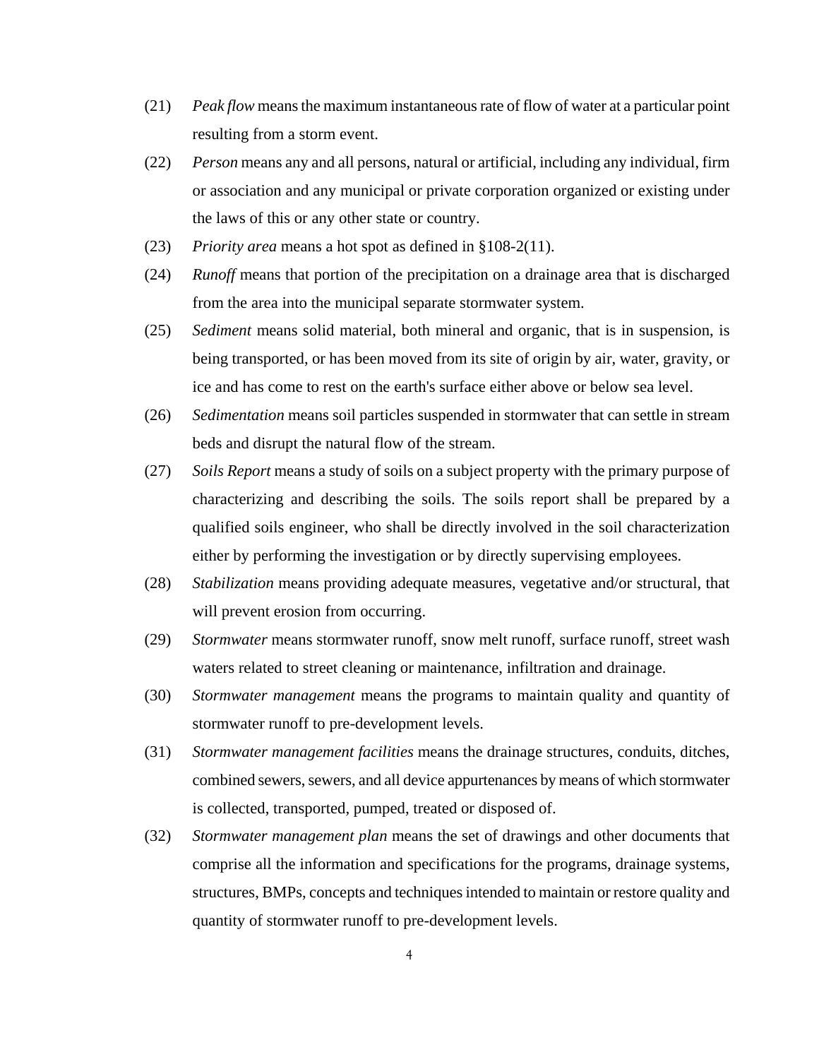(21) *Peak flow* means the maximum instantaneous rate of flow of water at a particular point resulting from a storm event.

(22) *Person* means any and all persons, natural or artificial, including any individual, firm or association and any municipal or private corporation organized or existing under the laws of this or any other state or country.

(23) *Priority area* means a hot spot as defined in §108-2(11).

(24) *Runoff* means that portion of the precipitation on a drainage area that is discharged from the area into the municipal separate stormwater system.

(25) *Sediment* means solid material, both mineral and organic, that is in suspension, is being transported, or has been moved from its site of origin by air, water, gravity, or ice and has come to rest on the earth's surface either above or below sea level.

(26) *Sedimentation* means soil particles suspended in stormwater that can settle in stream beds and disrupt the natural flow of the stream.

(27) *Soils Report* means a study of soils on a subject property with the primary purpose of characterizing and describing the soils. The soils report shall be prepared by a qualified soils engineer, who shall be directly involved in the soil characterization either by performing the investigation or by directly supervising employees.

(28) *Stabilization* means providing adequate measures, vegetative and/or structural, that will prevent erosion from occurring.

(29) *Stormwater* means stormwater runoff, snow melt runoff, surface runoff, street wash waters related to street cleaning or maintenance, infiltration and drainage.

(30) *Stormwater management* means the programs to maintain quality and quantity of stormwater runoff to pre-development levels.

(31) *Stormwater management facilities* means the drainage structures, conduits, ditches, combined sewers, sewers, and all device appurtenances by means of which stormwater is collected, transported, pumped, treated or disposed of.

(32) *Stormwater management plan* means the set of drawings and other documents that comprise all the information and specifications for the programs, drainage systems, structures, BMPs, concepts and techniques intended to maintain or restore quality and quantity of stormwater runoff to pre-development levels.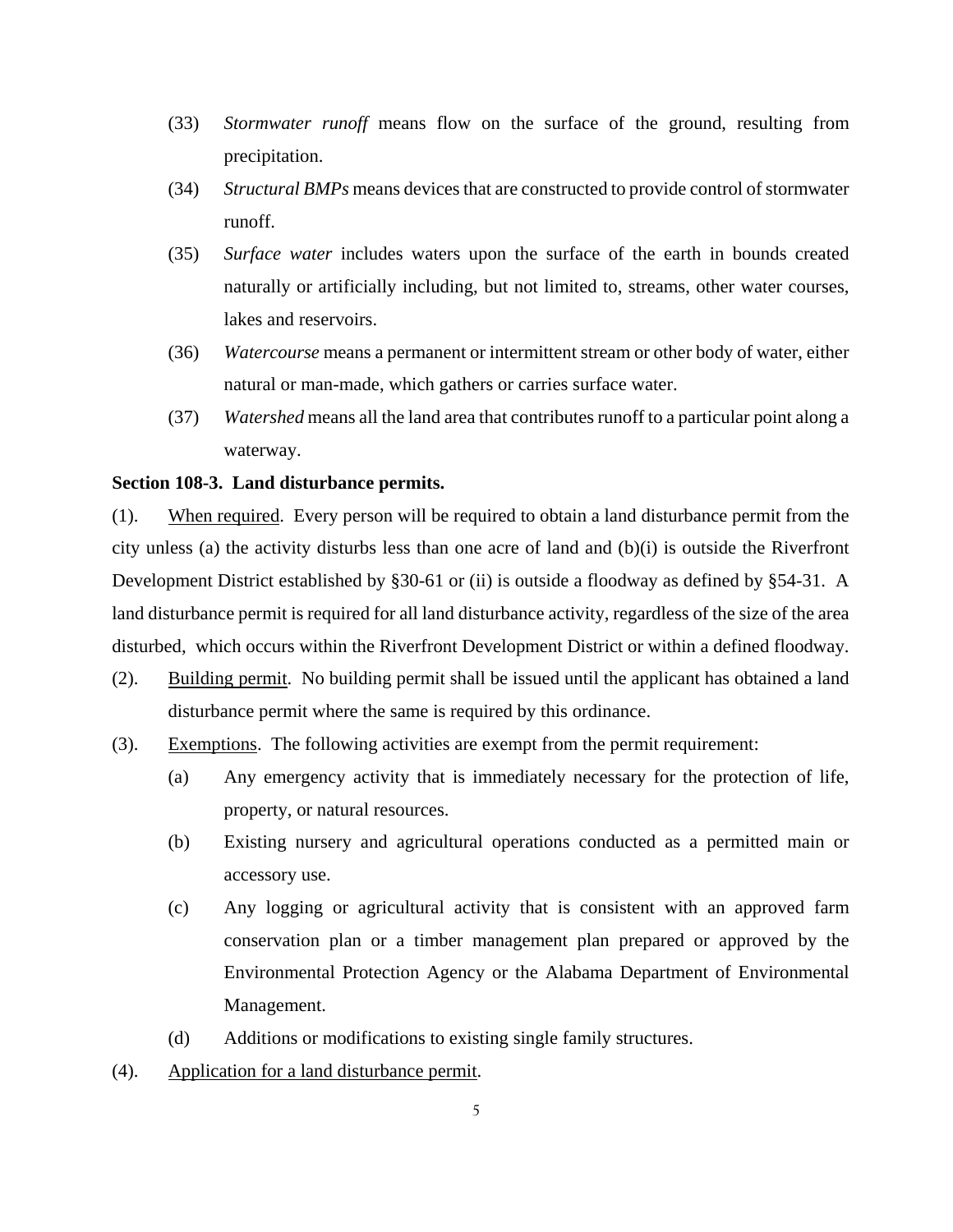(33) *Stormwater runoff* means flow on the surface of the ground, resulting from precipitation.

(34) *Structural BMPs* means devices that are constructed to provide control of stormwater runoff.

(35) *Surface water* includes waters upon the surface of the earth in bounds created naturally or artificially including, but not limited to, streams, other water courses, lakes and reservoirs.

(36) *Watercourse* means a permanent or intermittent stream or other body of water, either natural or man-made, which gathers or carries surface water.

(37) *Watershed* means all the land area that contributes runoff to a particular point along a waterway.

**Section 108-3. Land disturbance permits.**

(1). <u>When required</u>. Every person will be required to obtain a land disturbance permit from the city unless (a) the activity disturbs less than one acre of land and (b)(i) is outside the Riverfront Development District established by §30-61 or (ii) is outside a floodway as defined by §54-31. A land disturbance permit is required for all land disturbance activity, regardless of the size of the area disturbed, which occurs within the Riverfront Development District or within a defined floodway.

(2). <u>Building permit</u>. No building permit shall be issued until the applicant has obtained a land disturbance permit where the same is required by this ordinance.

(3). <u>Exemptions</u>. The following activities are exempt from the permit requirement:

(a) Any emergency activity that is immediately necessary for the protection of life, property, or natural resources.

(b) Existing nursery and agricultural operations conducted as a permitted main or accessory use.

(c) Any logging or agricultural activity that is consistent with an approved farm conservation plan or a timber management plan prepared or approved by the Environmental Protection Agency or the Alabama Department of Environmental Management.

(d) Additions or modifications to existing single family structures.

(4). <u>Application for a land disturbance permit</u>.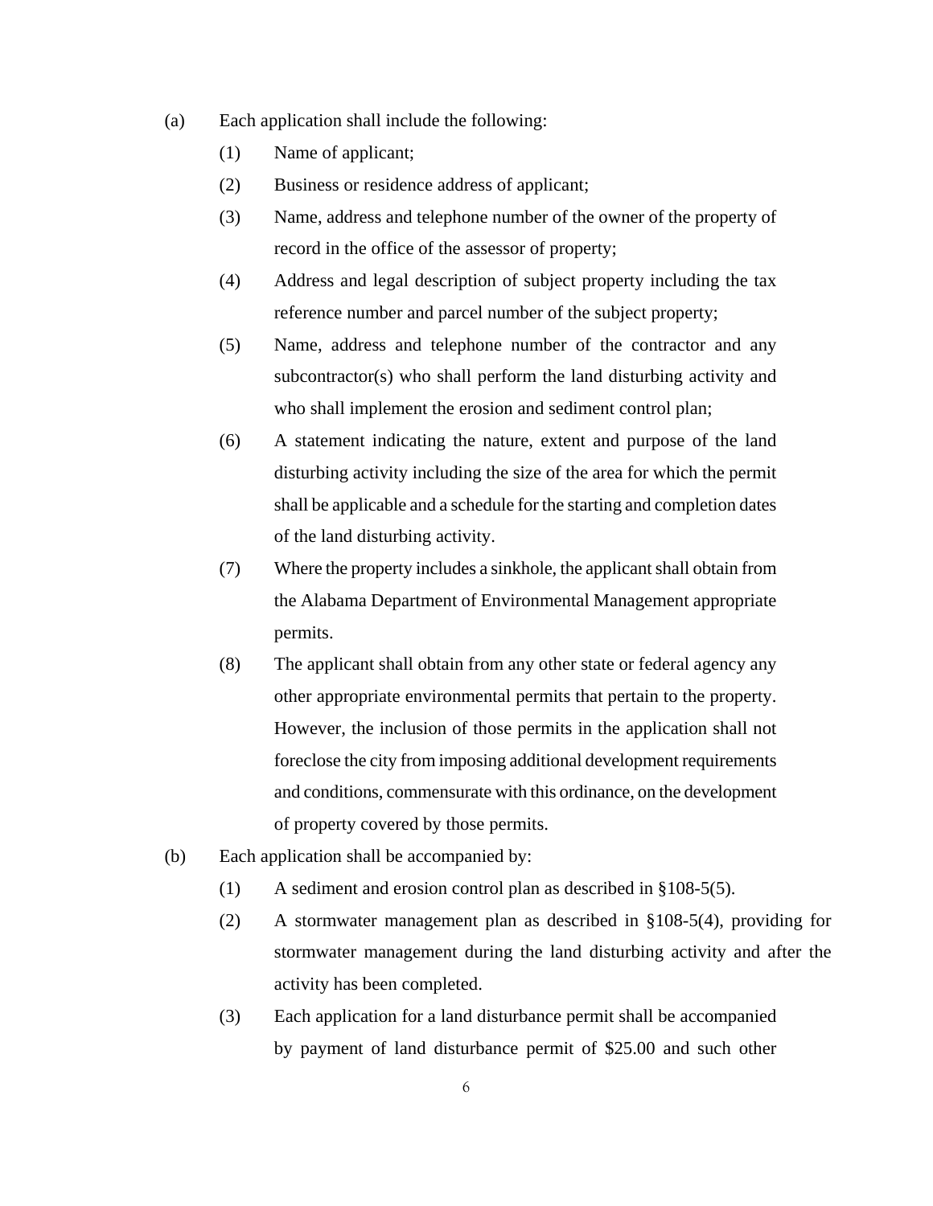(a) Each application shall include the following:

  (1) Name of applicant;

  (2) Business or residence address of applicant;

  (3) Name, address and telephone number of the owner of the property of record in the office of the assessor of property;

  (4) Address and legal description of subject property including the tax reference number and parcel number of the subject property;

  (5) Name, address and telephone number of the contractor and any subcontractor(s) who shall perform the land disturbing activity and who shall implement the erosion and sediment control plan;

  (6) A statement indicating the nature, extent and purpose of the land disturbing activity including the size of the area for which the permit shall be applicable and a schedule for the starting and completion dates of the land disturbing activity.

  (7) Where the property includes a sinkhole, the applicant shall obtain from the Alabama Department of Environmental Management appropriate permits.

  (8) The applicant shall obtain from any other state or federal agency any other appropriate environmental permits that pertain to the property. However, the inclusion of those permits in the application shall not foreclose the city from imposing additional development requirements and conditions, commensurate with this ordinance, on the development of property covered by those permits.

(b) Each application shall be accompanied by:

  (1) A sediment and erosion control plan as described in §108-5(5).

  (2) A stormwater management plan as described in §108-5(4), providing for stormwater management during the land disturbing activity and after the activity has been completed.

  (3) Each application for a land disturbance permit shall be accompanied by payment of land disturbance permit of $25.00 and such other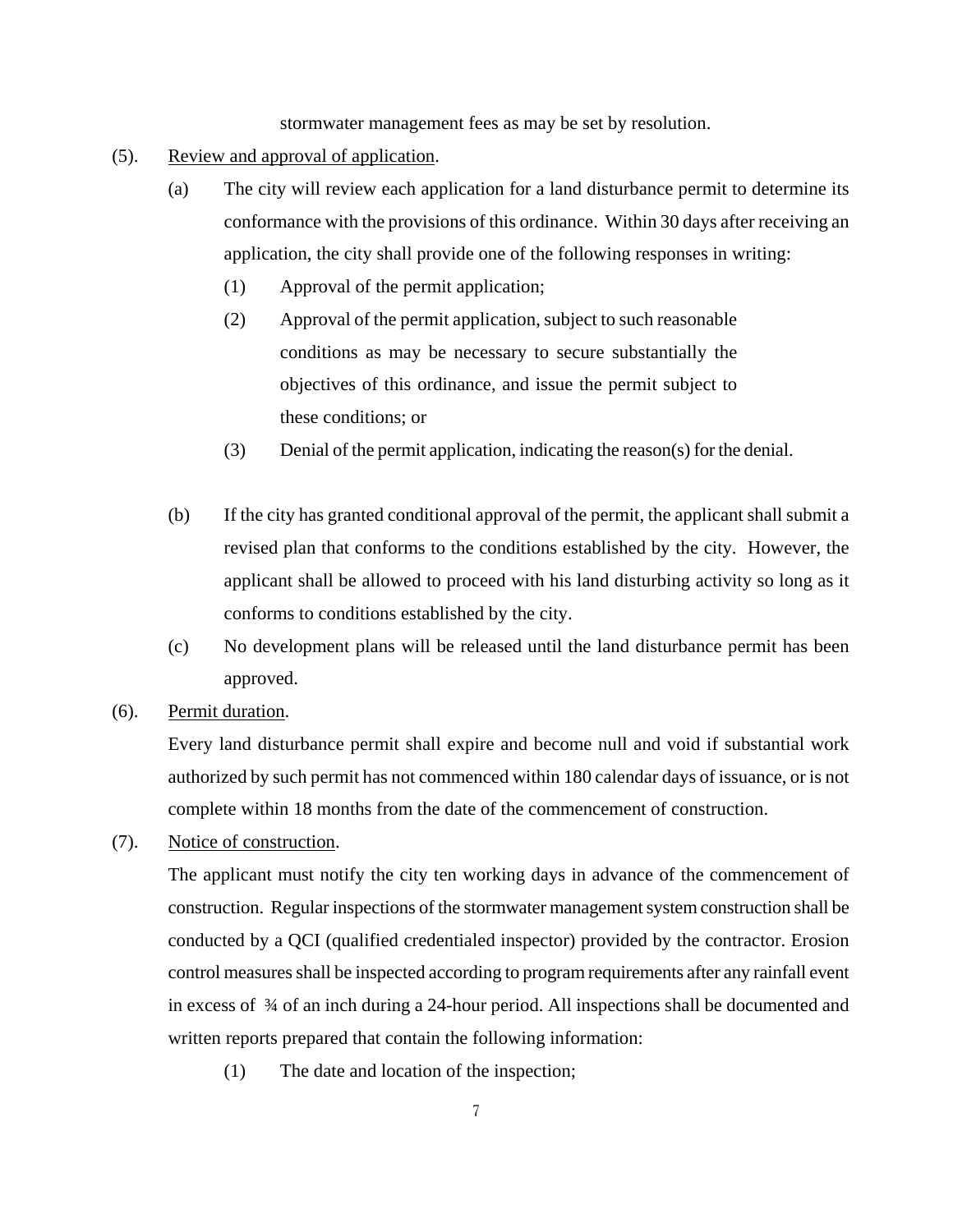stormwater management fees as may be set by resolution.

(5). Review and approval of application.

(a) The city will review each application for a land disturbance permit to determine its conformance with the provisions of this ordinance. Within 30 days after receiving an application, the city shall provide one of the following responses in writing:

(1) Approval of the permit application;

(2) Approval of the permit application, subject to such reasonable conditions as may be necessary to secure substantially the objectives of this ordinance, and issue the permit subject to these conditions; or

(3) Denial of the permit application, indicating the reason(s) for the denial.

(b) If the city has granted conditional approval of the permit, the applicant shall submit a revised plan that conforms to the conditions established by the city. However, the applicant shall be allowed to proceed with his land disturbing activity so long as it conforms to conditions established by the city.

(c) No development plans will be released until the land disturbance permit has been approved.

(6). Permit duration.

Every land disturbance permit shall expire and become null and void if substantial work authorized by such permit has not commenced within 180 calendar days of issuance, or is not complete within 18 months from the date of the commencement of construction.

(7). Notice of construction.

The applicant must notify the city ten working days in advance of the commencement of construction. Regular inspections of the stormwater management system construction shall be conducted by a QCI (qualified credentialed inspector) provided by the contractor. Erosion control measures shall be inspected according to program requirements after any rainfall event in excess of ¾ of an inch during a 24-hour period. All inspections shall be documented and written reports prepared that contain the following information:

(1) The date and location of the inspection;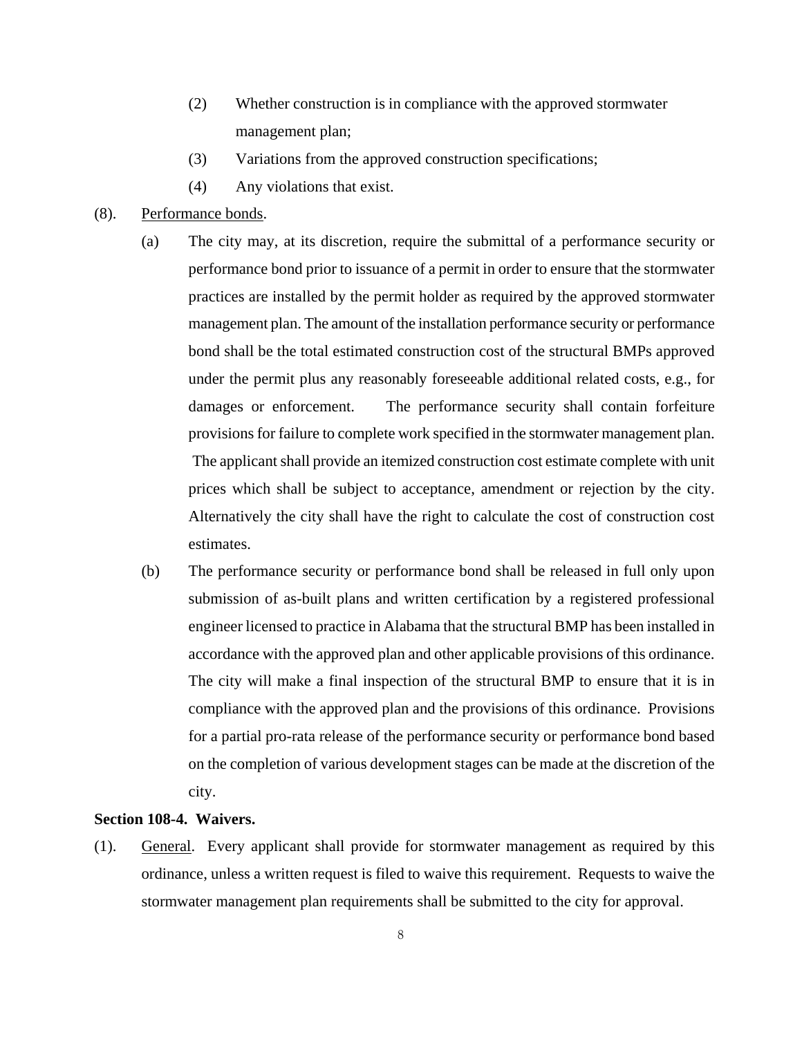(2) Whether construction is in compliance with the approved stormwater management plan;

(3) Variations from the approved construction specifications;

(4) Any violations that exist.

(8). Performance bonds.

(a) The city may, at its discretion, require the submittal of a performance security or performance bond prior to issuance of a permit in order to ensure that the stormwater practices are installed by the permit holder as required by the approved stormwater management plan. The amount of the installation performance security or performance bond shall be the total estimated construction cost of the structural BMPs approved under the permit plus any reasonably foreseeable additional related costs, e.g., for damages or enforcement. The performance security shall contain forfeiture provisions for failure to complete work specified in the stormwater management plan. The applicant shall provide an itemized construction cost estimate complete with unit prices which shall be subject to acceptance, amendment or rejection by the city. Alternatively the city shall have the right to calculate the cost of construction cost estimates.

(b) The performance security or performance bond shall be released in full only upon submission of as-built plans and written certification by a registered professional engineer licensed to practice in Alabama that the structural BMP has been installed in accordance with the approved plan and other applicable provisions of this ordinance. The city will make a final inspection of the structural BMP to ensure that it is in compliance with the approved plan and the provisions of this ordinance. Provisions for a partial pro-rata release of the performance security or performance bond based on the completion of various development stages can be made at the discretion of the city.

**Section 108-4. Waivers.**

(1). General. Every applicant shall provide for stormwater management as required by this ordinance, unless a written request is filed to waive this requirement. Requests to waive the stormwater management plan requirements shall be submitted to the city for approval.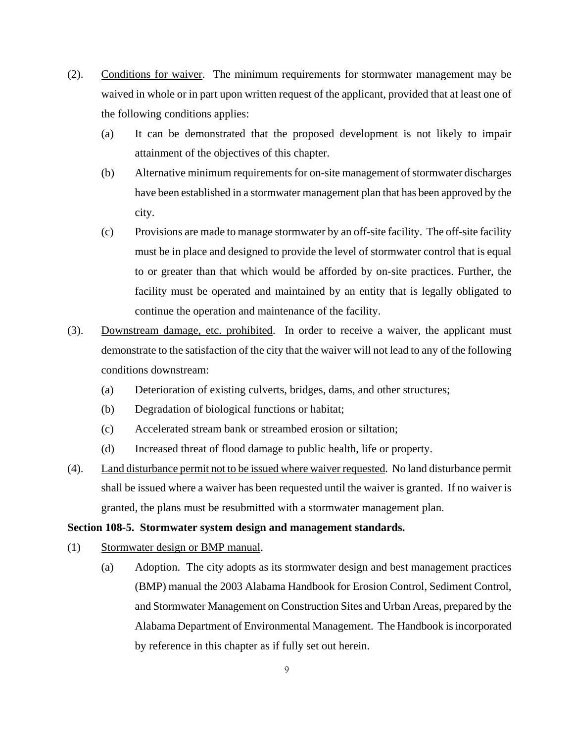(2). Conditions for waiver. The minimum requirements for stormwater management may be waived in whole or in part upon written request of the applicant, provided that at least one of the following conditions applies:

   (a) It can be demonstrated that the proposed development is not likely to impair attainment of the objectives of this chapter.

   (b) Alternative minimum requirements for on-site management of stormwater discharges have been established in a stormwater management plan that has been approved by the city.

   (c) Provisions are made to manage stormwater by an off-site facility. The off-site facility must be in place and designed to provide the level of stormwater control that is equal to or greater than that which would be afforded by on-site practices. Further, the facility must be operated and maintained by an entity that is legally obligated to continue the operation and maintenance of the facility.

(3). Downstream damage, etc. prohibited. In order to receive a waiver, the applicant must demonstrate to the satisfaction of the city that the waiver will not lead to any of the following conditions downstream:

   (a) Deterioration of existing culverts, bridges, dams, and other structures;

   (b) Degradation of biological functions or habitat;

   (c) Accelerated stream bank or streambed erosion or siltation;

   (d) Increased threat of flood damage to public health, life or property.

(4). Land disturbance permit not to be issued where waiver requested. No land disturbance permit shall be issued where a waiver has been requested until the waiver is granted. If no waiver is granted, the plans must be resubmitted with a stormwater management plan.

**Section 108-5. Stormwater system design and management standards.**

(1) Stormwater design or BMP manual.

   (a) Adoption. The city adopts as its stormwater design and best management practices (BMP) manual the 2003 Alabama Handbook for Erosion Control, Sediment Control, and Stormwater Management on Construction Sites and Urban Areas, prepared by the Alabama Department of Environmental Management. The Handbook is incorporated by reference in this chapter as if fully set out herein.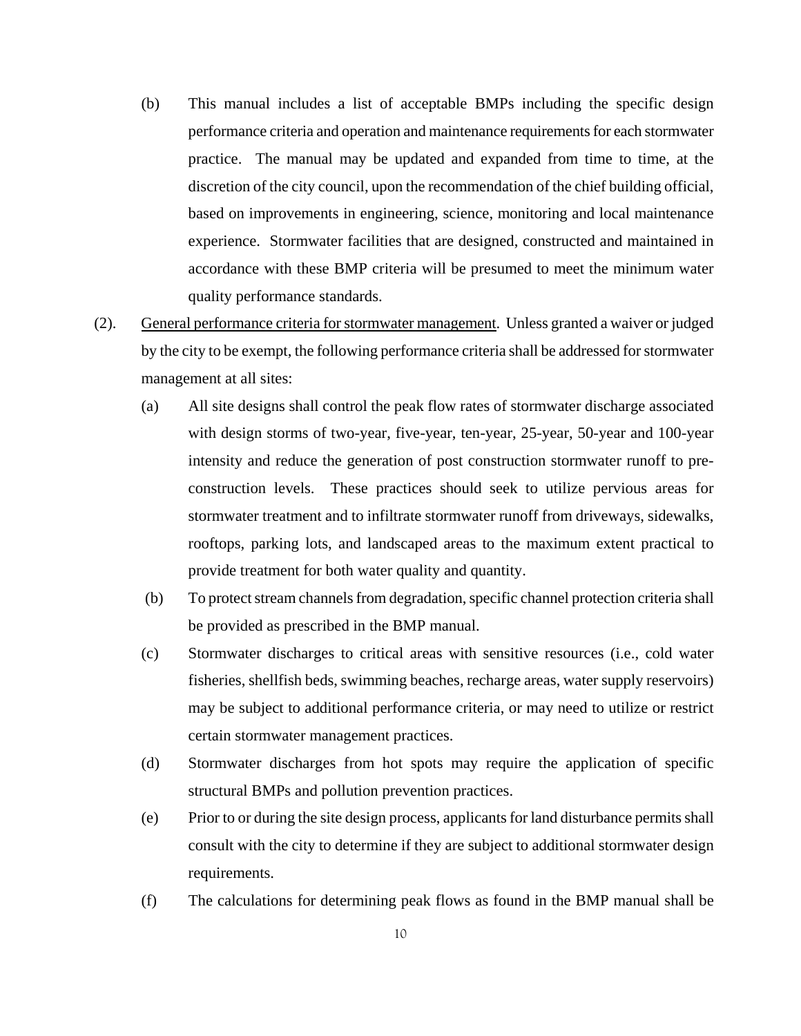(b) This manual includes a list of acceptable BMPs including the specific design performance criteria and operation and maintenance requirements for each stormwater practice. The manual may be updated and expanded from time to time, at the discretion of the city council, upon the recommendation of the chief building official, based on improvements in engineering, science, monitoring and local maintenance experience. Stormwater facilities that are designed, constructed and maintained in accordance with these BMP criteria will be presumed to meet the minimum water quality performance standards.

(2). General performance criteria for stormwater management. Unless granted a waiver or judged by the city to be exempt, the following performance criteria shall be addressed for stormwater management at all sites:

(a) All site designs shall control the peak flow rates of stormwater discharge associated with design storms of two-year, five-year, ten-year, 25-year, 50-year and 100-year intensity and reduce the generation of post construction stormwater runoff to pre-construction levels. These practices should seek to utilize pervious areas for stormwater treatment and to infiltrate stormwater runoff from driveways, sidewalks, rooftops, parking lots, and landscaped areas to the maximum extent practical to provide treatment for both water quality and quantity.

(b) To protect stream channels from degradation, specific channel protection criteria shall be provided as prescribed in the BMP manual.

(c) Stormwater discharges to critical areas with sensitive resources (i.e., cold water fisheries, shellfish beds, swimming beaches, recharge areas, water supply reservoirs) may be subject to additional performance criteria, or may need to utilize or restrict certain stormwater management practices.

(d) Stormwater discharges from hot spots may require the application of specific structural BMPs and pollution prevention practices.

(e) Prior to or during the site design process, applicants for land disturbance permits shall consult with the city to determine if they are subject to additional stormwater design requirements.

(f) The calculations for determining peak flows as found in the BMP manual shall be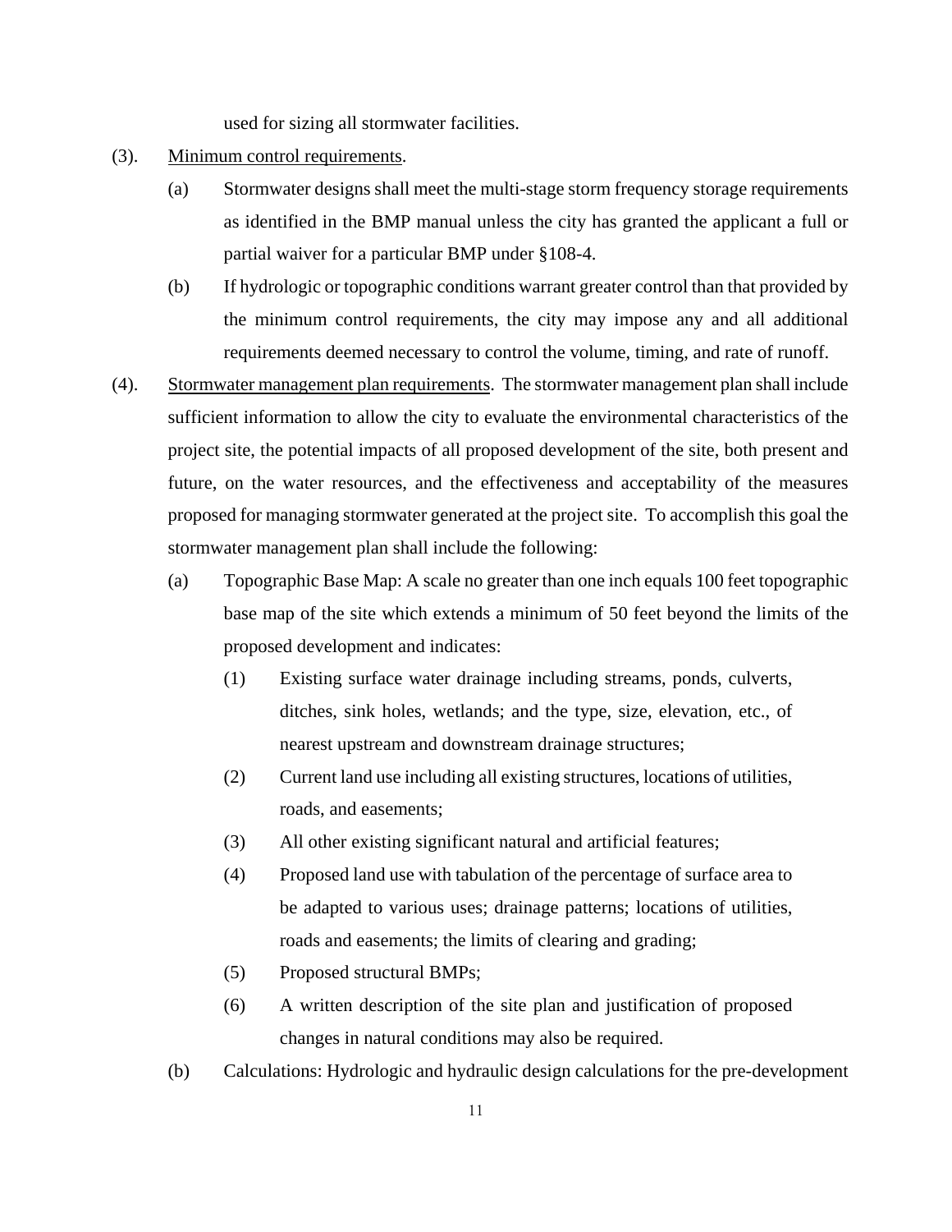used for sizing all stormwater facilities.

(3). <u>Minimum control requirements</u>.

   (a) Stormwater designs shall meet the multi-stage storm frequency storage requirements as identified in the BMP manual unless the city has granted the applicant a full or partial waiver for a particular BMP under §108-4.

   (b) If hydrologic or topographic conditions warrant greater control than that provided by the minimum control requirements, the city may impose any and all additional requirements deemed necessary to control the volume, timing, and rate of runoff.

(4). <u>Stormwater management plan requirements</u>. The stormwater management plan shall include sufficient information to allow the city to evaluate the environmental characteristics of the project site, the potential impacts of all proposed development of the site, both present and future, on the water resources, and the effectiveness and acceptability of the measures proposed for managing stormwater generated at the project site. To accomplish this goal the stormwater management plan shall include the following:

   (a) Topographic Base Map: A scale no greater than one inch equals 100 feet topographic base map of the site which extends a minimum of 50 feet beyond the limits of the proposed development and indicates:

      (1) Existing surface water drainage including streams, ponds, culverts, ditches, sink holes, wetlands; and the type, size, elevation, etc., of nearest upstream and downstream drainage structures;

      (2) Current land use including all existing structures, locations of utilities, roads, and easements;

      (3) All other existing significant natural and artificial features;

      (4) Proposed land use with tabulation of the percentage of surface area to be adapted to various uses; drainage patterns; locations of utilities, roads and easements; the limits of clearing and grading;

      (5) Proposed structural BMPs;

      (6) A written description of the site plan and justification of proposed changes in natural conditions may also be required.

   (b) Calculations: Hydrologic and hydraulic design calculations for the pre-development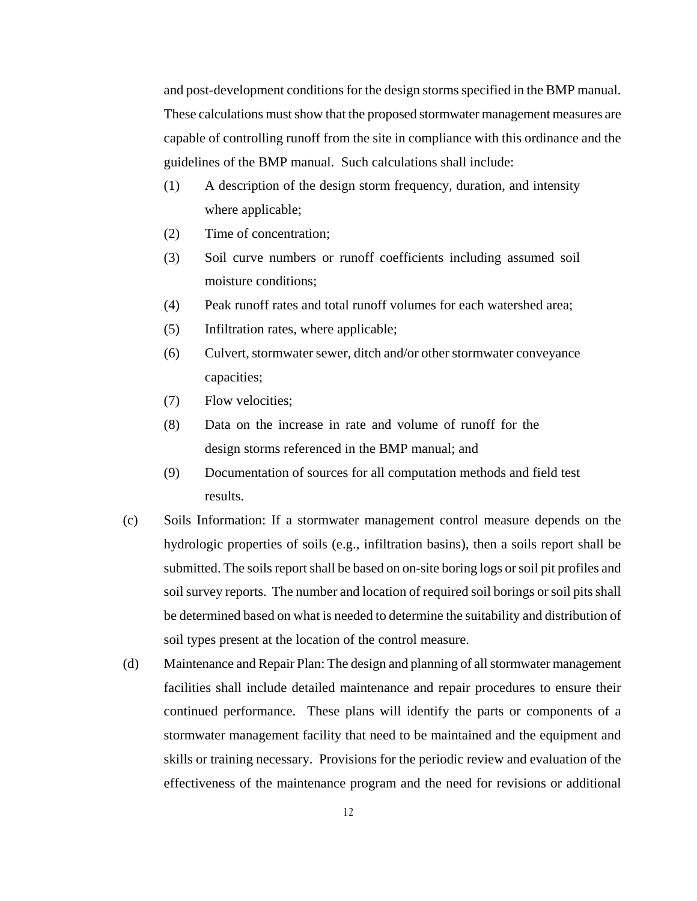and post-development conditions for the design storms specified in the BMP manual. These calculations must show that the proposed stormwater management measures are capable of controlling runoff from the site in compliance with this ordinance and the guidelines of the BMP manual. Such calculations shall include:

(1) A description of the design storm frequency, duration, and intensity where applicable;

(2) Time of concentration;

(3) Soil curve numbers or runoff coefficients including assumed soil moisture conditions;

(4) Peak runoff rates and total runoff volumes for each watershed area;

(5) Infiltration rates, where applicable;

(6) Culvert, stormwater sewer, ditch and/or other stormwater conveyance capacities;

(7) Flow velocities;

(8) Data on the increase in rate and volume of runoff for the design storms referenced in the BMP manual; and

(9) Documentation of sources for all computation methods and field test results.

(c) Soils Information: If a stormwater management control measure depends on the hydrologic properties of soils (e.g., infiltration basins), then a soils report shall be submitted. The soils report shall be based on on-site boring logs or soil pit profiles and soil survey reports. The number and location of required soil borings or soil pits shall be determined based on what is needed to determine the suitability and distribution of soil types present at the location of the control measure.

(d) Maintenance and Repair Plan: The design and planning of all stormwater management facilities shall include detailed maintenance and repair procedures to ensure their continued performance. These plans will identify the parts or components of a stormwater management facility that need to be maintained and the equipment and skills or training necessary. Provisions for the periodic review and evaluation of the effectiveness of the maintenance program and the need for revisions or additional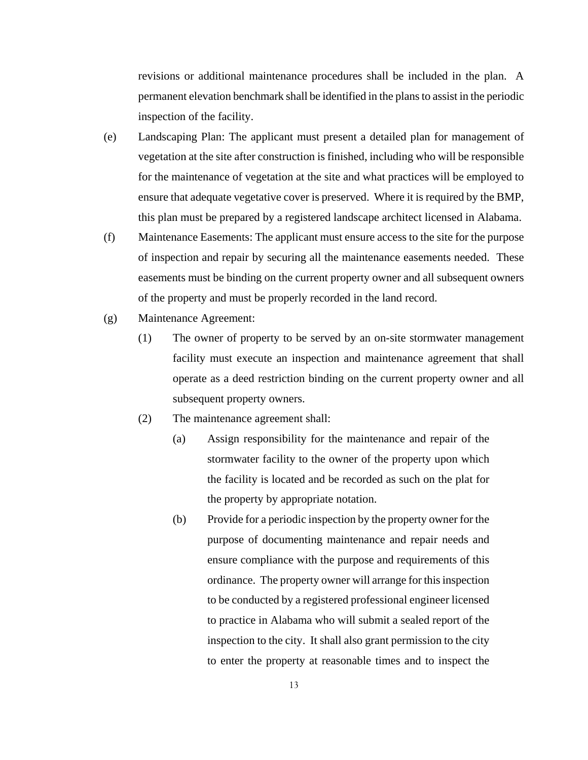revisions or additional maintenance procedures shall be included in the plan. A permanent elevation benchmark shall be identified in the plans to assist in the periodic inspection of the facility.

(e) Landscaping Plan: The applicant must present a detailed plan for management of vegetation at the site after construction is finished, including who will be responsible for the maintenance of vegetation at the site and what practices will be employed to ensure that adequate vegetative cover is preserved. Where it is required by the BMP, this plan must be prepared by a registered landscape architect licensed in Alabama.

(f) Maintenance Easements: The applicant must ensure access to the site for the purpose of inspection and repair by securing all the maintenance easements needed. These easements must be binding on the current property owner and all subsequent owners of the property and must be properly recorded in the land record.

(g) Maintenance Agreement:

(1) The owner of property to be served by an on-site stormwater management facility must execute an inspection and maintenance agreement that shall operate as a deed restriction binding on the current property owner and all subsequent property owners.

(2) The maintenance agreement shall:

(a) Assign responsibility for the maintenance and repair of the stormwater facility to the owner of the property upon which the facility is located and be recorded as such on the plat for the property by appropriate notation.

(b) Provide for a periodic inspection by the property owner for the purpose of documenting maintenance and repair needs and ensure compliance with the purpose and requirements of this ordinance. The property owner will arrange for this inspection to be conducted by a registered professional engineer licensed to practice in Alabama who will submit a sealed report of the inspection to the city. It shall also grant permission to the city to enter the property at reasonable times and to inspect the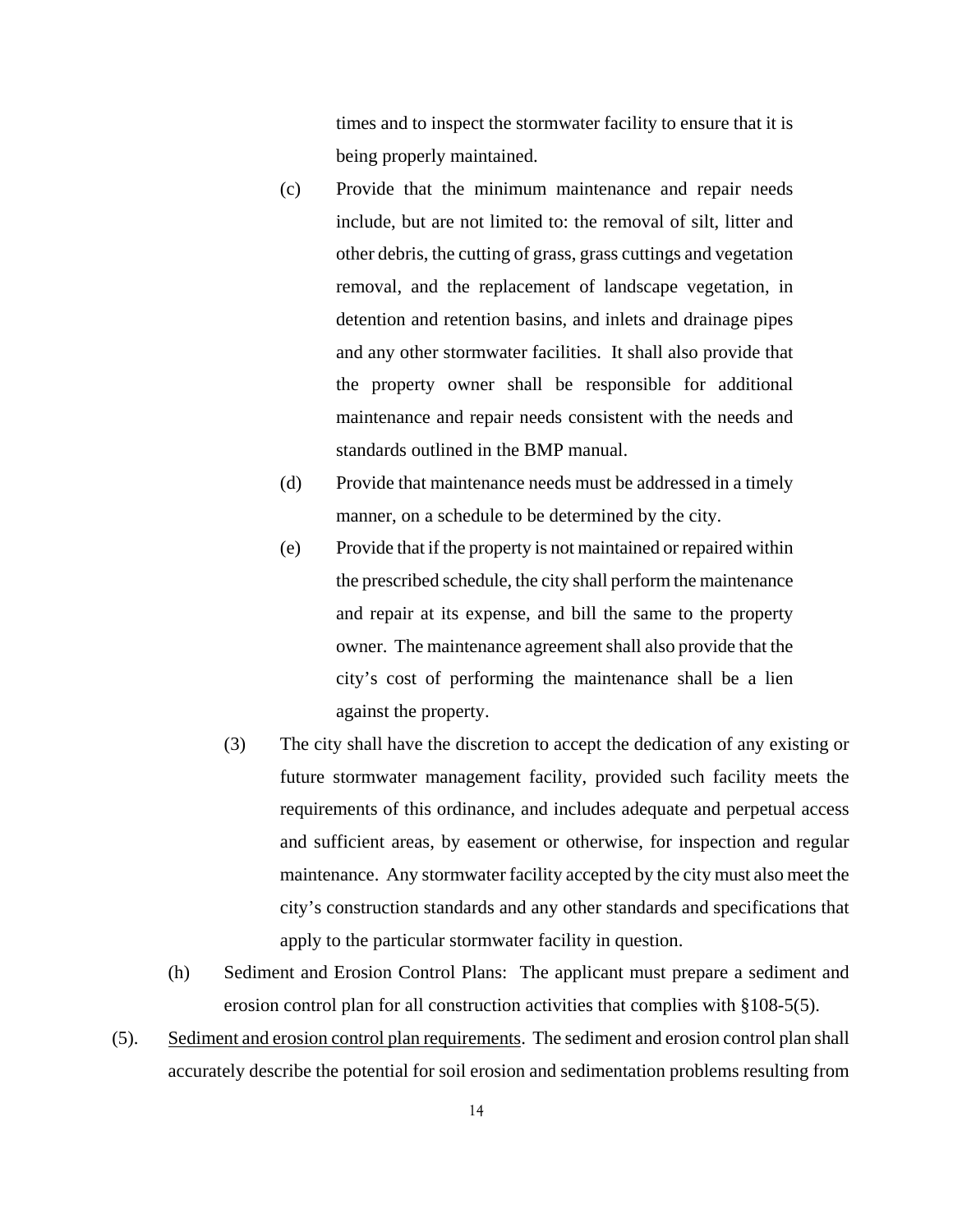times and to inspect the stormwater facility to ensure that it is being properly maintained.

(c) Provide that the minimum maintenance and repair needs include, but are not limited to: the removal of silt, litter and other debris, the cutting of grass, grass cuttings and vegetation removal, and the replacement of landscape vegetation, in detention and retention basins, and inlets and drainage pipes and any other stormwater facilities. It shall also provide that the property owner shall be responsible for additional maintenance and repair needs consistent with the needs and standards outlined in the BMP manual.

(d) Provide that maintenance needs must be addressed in a timely manner, on a schedule to be determined by the city.

(e) Provide that if the property is not maintained or repaired within the prescribed schedule, the city shall perform the maintenance and repair at its expense, and bill the same to the property owner. The maintenance agreement shall also provide that the city's cost of performing the maintenance shall be a lien against the property.

(3) The city shall have the discretion to accept the dedication of any existing or future stormwater management facility, provided such facility meets the requirements of this ordinance, and includes adequate and perpetual access and sufficient areas, by easement or otherwise, for inspection and regular maintenance. Any stormwater facility accepted by the city must also meet the city's construction standards and any other standards and specifications that apply to the particular stormwater facility in question.

(h) Sediment and Erosion Control Plans: The applicant must prepare a sediment and erosion control plan for all construction activities that complies with §108-5(5).

(5). <u>Sediment and erosion control plan requirements</u>. The sediment and erosion control plan shall accurately describe the potential for soil erosion and sedimentation problems resulting from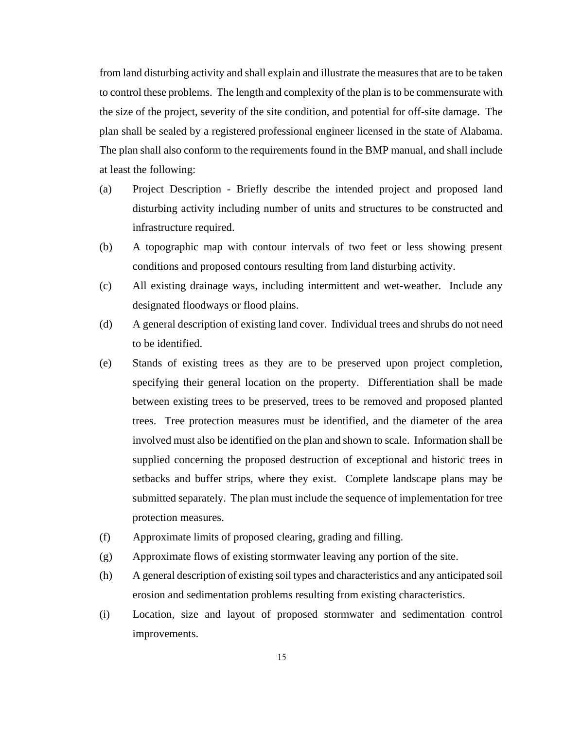from land disturbing activity and shall explain and illustrate the measures that are to be taken to control these problems. The length and complexity of the plan is to be commensurate with the size of the project, severity of the site condition, and potential for off-site damage. The plan shall be sealed by a registered professional engineer licensed in the state of Alabama. The plan shall also conform to the requirements found in the BMP manual, and shall include at least the following:

(a) Project Description - Briefly describe the intended project and proposed land disturbing activity including number of units and structures to be constructed and infrastructure required.

(b) A topographic map with contour intervals of two feet or less showing present conditions and proposed contours resulting from land disturbing activity.

(c) All existing drainage ways, including intermittent and wet-weather. Include any designated floodways or flood plains.

(d) A general description of existing land cover. Individual trees and shrubs do not need to be identified.

(e) Stands of existing trees as they are to be preserved upon project completion, specifying their general location on the property. Differentiation shall be made between existing trees to be preserved, trees to be removed and proposed planted trees. Tree protection measures must be identified, and the diameter of the area involved must also be identified on the plan and shown to scale. Information shall be supplied concerning the proposed destruction of exceptional and historic trees in setbacks and buffer strips, where they exist. Complete landscape plans may be submitted separately. The plan must include the sequence of implementation for tree protection measures.

(f) Approximate limits of proposed clearing, grading and filling.

(g) Approximate flows of existing stormwater leaving any portion of the site.

(h) A general description of existing soil types and characteristics and any anticipated soil erosion and sedimentation problems resulting from existing characteristics.

(i) Location, size and layout of proposed stormwater and sedimentation control improvements.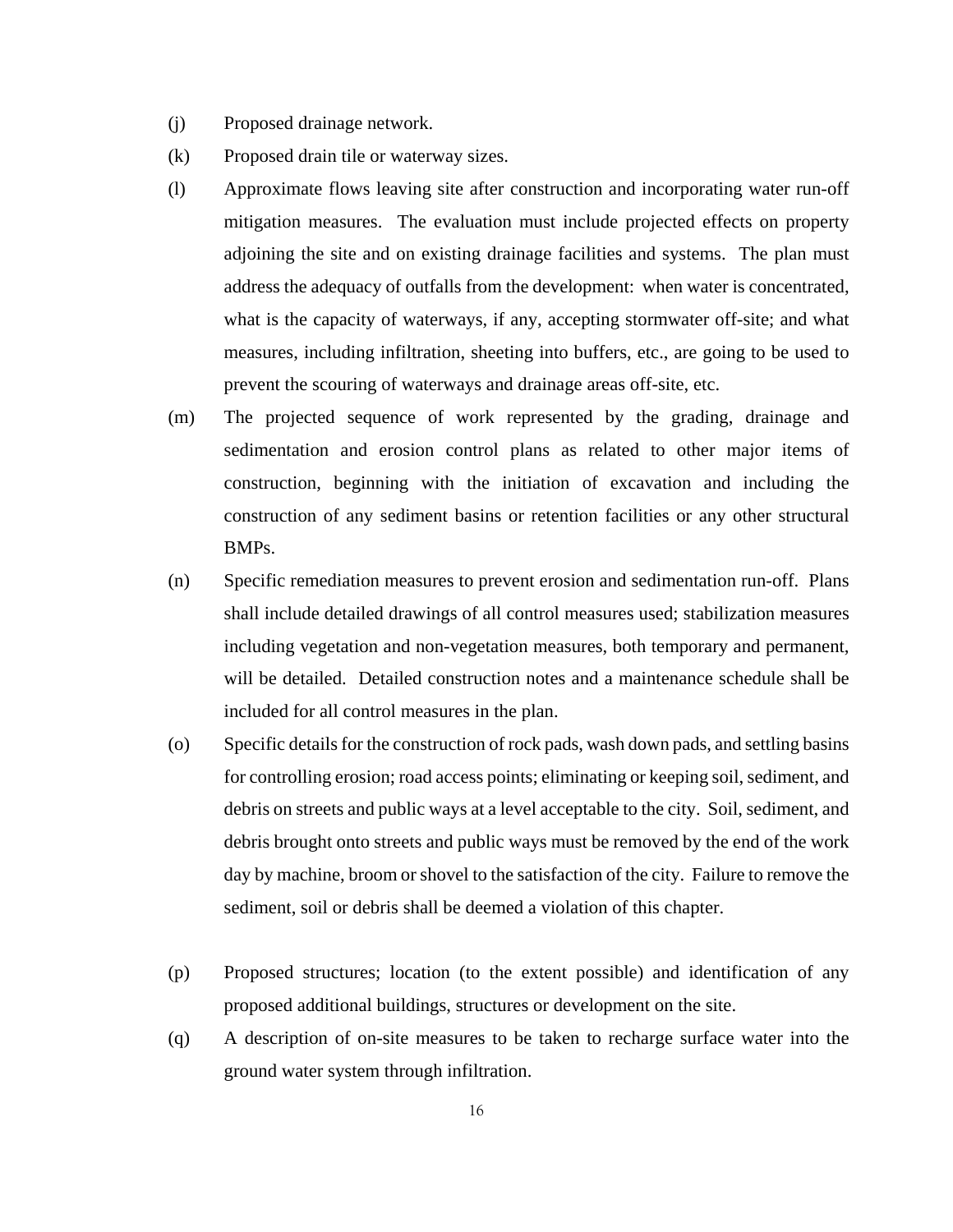(j) Proposed drainage network.

(k) Proposed drain tile or waterway sizes.

(l) Approximate flows leaving site after construction and incorporating water run-off mitigation measures. The evaluation must include projected effects on property adjoining the site and on existing drainage facilities and systems. The plan must address the adequacy of outfalls from the development: when water is concentrated, what is the capacity of waterways, if any, accepting stormwater off-site; and what measures, including infiltration, sheeting into buffers, etc., are going to be used to prevent the scouring of waterways and drainage areas off-site, etc.

(m) The projected sequence of work represented by the grading, drainage and sedimentation and erosion control plans as related to other major items of construction, beginning with the initiation of excavation and including the construction of any sediment basins or retention facilities or any other structural BMPs.

(n) Specific remediation measures to prevent erosion and sedimentation run-off. Plans shall include detailed drawings of all control measures used; stabilization measures including vegetation and non-vegetation measures, both temporary and permanent, will be detailed. Detailed construction notes and a maintenance schedule shall be included for all control measures in the plan.

(o) Specific details for the construction of rock pads, wash down pads, and settling basins for controlling erosion; road access points; eliminating or keeping soil, sediment, and debris on streets and public ways at a level acceptable to the city. Soil, sediment, and debris brought onto streets and public ways must be removed by the end of the work day by machine, broom or shovel to the satisfaction of the city. Failure to remove the sediment, soil or debris shall be deemed a violation of this chapter.

(p) Proposed structures; location (to the extent possible) and identification of any proposed additional buildings, structures or development on the site.

(q) A description of on-site measures to be taken to recharge surface water into the ground water system through infiltration.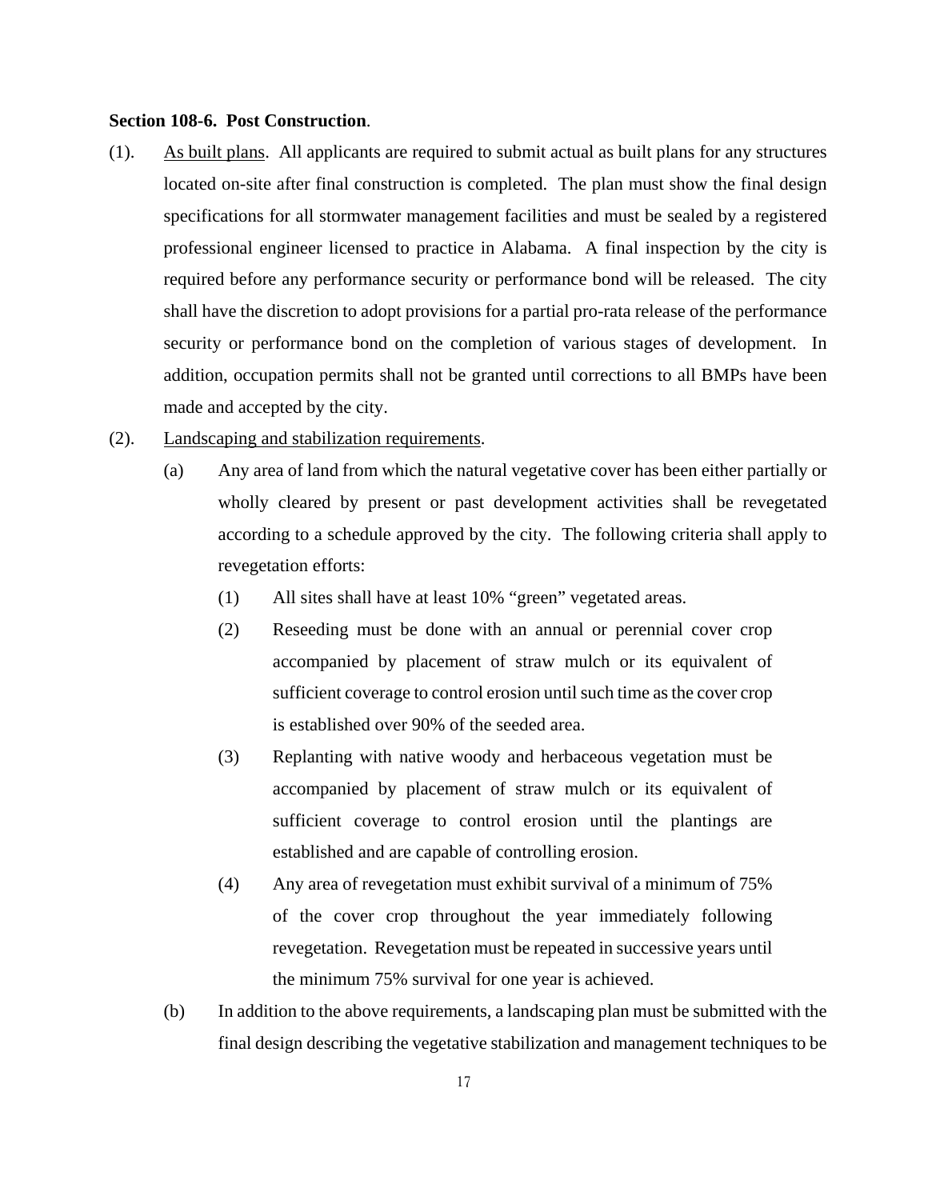**Section 108-6. Post Construction**.

(1). <u>As built plans</u>. All applicants are required to submit actual as built plans for any structures located on-site after final construction is completed. The plan must show the final design specifications for all stormwater management facilities and must be sealed by a registered professional engineer licensed to practice in Alabama. A final inspection by the city is required before any performance security or performance bond will be released. The city shall have the discretion to adopt provisions for a partial pro-rata release of the performance security or performance bond on the completion of various stages of development. In addition, occupation permits shall not be granted until corrections to all BMPs have been made and accepted by the city.

(2). <u>Landscaping and stabilization requirements</u>.

(a) Any area of land from which the natural vegetative cover has been either partially or wholly cleared by present or past development activities shall be revegetated according to a schedule approved by the city. The following criteria shall apply to revegetation efforts:

(1) All sites shall have at least 10% "green" vegetated areas.

(2) Reseeding must be done with an annual or perennial cover crop accompanied by placement of straw mulch or its equivalent of sufficient coverage to control erosion until such time as the cover crop is established over 90% of the seeded area.

(3) Replanting with native woody and herbaceous vegetation must be accompanied by placement of straw mulch or its equivalent of sufficient coverage to control erosion until the plantings are established and are capable of controlling erosion.

(4) Any area of revegetation must exhibit survival of a minimum of 75% of the cover crop throughout the year immediately following revegetation. Revegetation must be repeated in successive years until the minimum 75% survival for one year is achieved.

(b) In addition to the above requirements, a landscaping plan must be submitted with the final design describing the vegetative stabilization and management techniques to be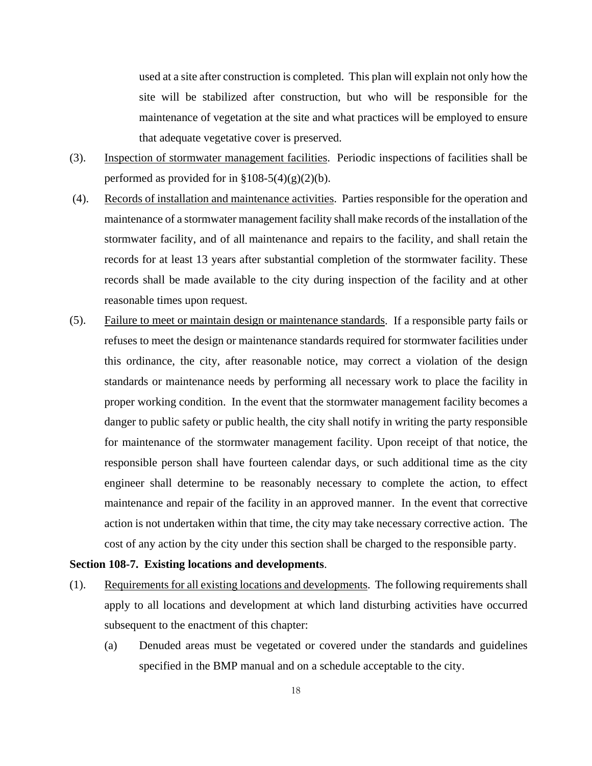used at a site after construction is completed. This plan will explain not only how the site will be stabilized after construction, but who will be responsible for the maintenance of vegetation at the site and what practices will be employed to ensure that adequate vegetative cover is preserved.

(3). Inspection of stormwater management facilities. Periodic inspections of facilities shall be performed as provided for in §108-5(4)(g)(2)(b).

(4). Records of installation and maintenance activities. Parties responsible for the operation and maintenance of a stormwater management facility shall make records of the installation of the stormwater facility, and of all maintenance and repairs to the facility, and shall retain the records for at least 13 years after substantial completion of the stormwater facility. These records shall be made available to the city during inspection of the facility and at other reasonable times upon request.

(5). Failure to meet or maintain design or maintenance standards. If a responsible party fails or refuses to meet the design or maintenance standards required for stormwater facilities under this ordinance, the city, after reasonable notice, may correct a violation of the design standards or maintenance needs by performing all necessary work to place the facility in proper working condition. In the event that the stormwater management facility becomes a danger to public safety or public health, the city shall notify in writing the party responsible for maintenance of the stormwater management facility. Upon receipt of that notice, the responsible person shall have fourteen calendar days, or such additional time as the city engineer shall determine to be reasonably necessary to complete the action, to effect maintenance and repair of the facility in an approved manner. In the event that corrective action is not undertaken within that time, the city may take necessary corrective action. The cost of any action by the city under this section shall be charged to the responsible party.

**Section 108-7. Existing locations and developments**.

(1). Requirements for all existing locations and developments. The following requirements shall apply to all locations and development at which land disturbing activities have occurred subsequent to the enactment of this chapter:

(a) Denuded areas must be vegetated or covered under the standards and guidelines specified in the BMP manual and on a schedule acceptable to the city.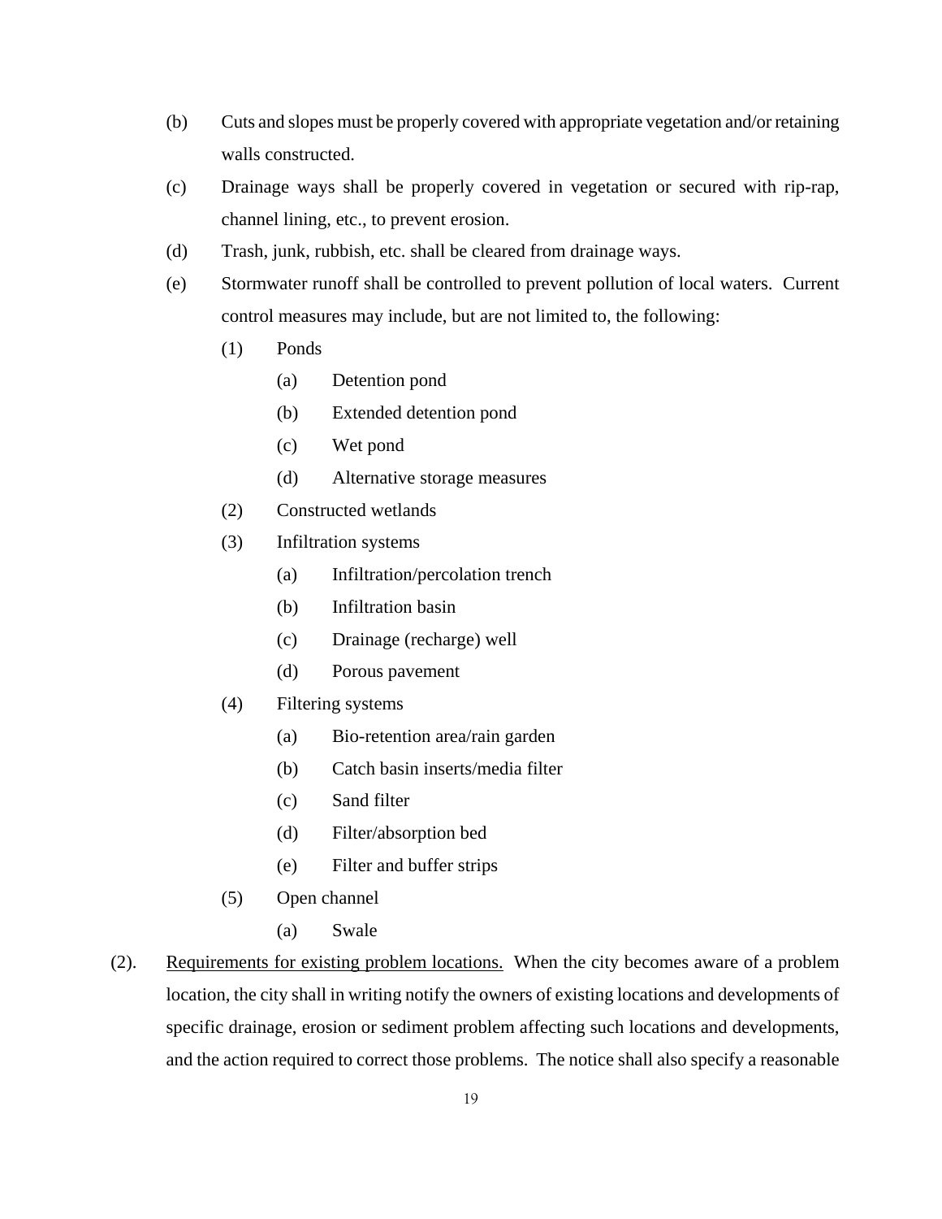(b) Cuts and slopes must be properly covered with appropriate vegetation and/or retaining walls constructed.

(c) Drainage ways shall be properly covered in vegetation or secured with rip-rap, channel lining, etc., to prevent erosion.

(d) Trash, junk, rubbish, etc. shall be cleared from drainage ways.

(e) Stormwater runoff shall be controlled to prevent pollution of local waters. Current control measures may include, but are not limited to, the following:

  (1) Ponds

    (a) Detention pond

    (b) Extended detention pond

    (c) Wet pond

    (d) Alternative storage measures

  (2) Constructed wetlands

  (3) Infiltration systems

    (a) Infiltration/percolation trench

    (b) Infiltration basin

    (c) Drainage (recharge) well

    (d) Porous pavement

  (4) Filtering systems

    (a) Bio-retention area/rain garden

    (b) Catch basin inserts/media filter

    (c) Sand filter

    (d) Filter/absorption bed

    (e) Filter and buffer strips

  (5) Open channel

    (a) Swale

(2). <u>Requirements for existing problem locations.</u> When the city becomes aware of a problem location, the city shall in writing notify the owners of existing locations and developments of specific drainage, erosion or sediment problem affecting such locations and developments, and the action required to correct those problems. The notice shall also specify a reasonable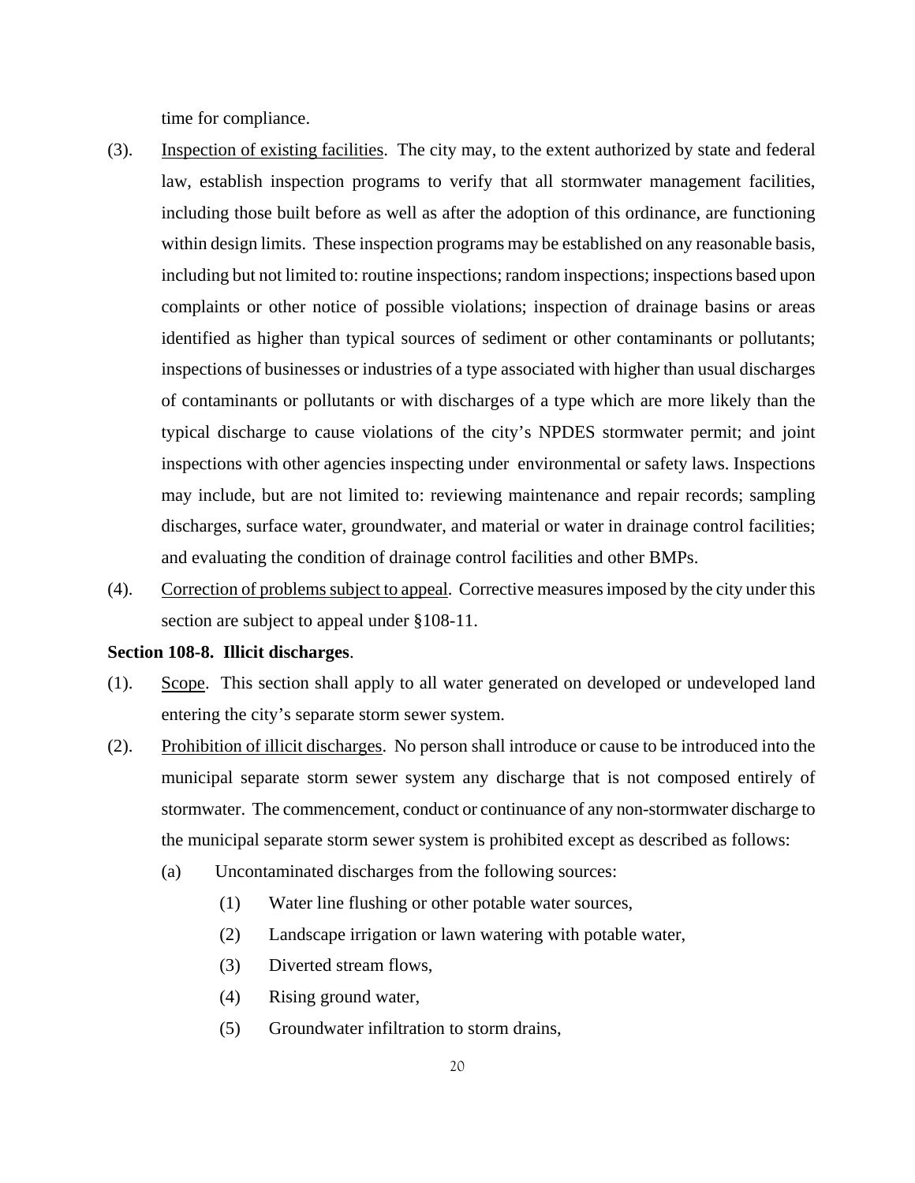time for compliance.

(3). Inspection of existing facilities. The city may, to the extent authorized by state and federal law, establish inspection programs to verify that all stormwater management facilities, including those built before as well as after the adoption of this ordinance, are functioning within design limits. These inspection programs may be established on any reasonable basis, including but not limited to: routine inspections; random inspections; inspections based upon complaints or other notice of possible violations; inspection of drainage basins or areas identified as higher than typical sources of sediment or other contaminants or pollutants; inspections of businesses or industries of a type associated with higher than usual discharges of contaminants or pollutants or with discharges of a type which are more likely than the typical discharge to cause violations of the city's NPDES stormwater permit; and joint inspections with other agencies inspecting under environmental or safety laws. Inspections may include, but are not limited to: reviewing maintenance and repair records; sampling discharges, surface water, groundwater, and material or water in drainage control facilities; and evaluating the condition of drainage control facilities and other BMPs.

(4). Correction of problems subject to appeal. Corrective measures imposed by the city under this section are subject to appeal under §108-11.

**Section 108-8. Illicit discharges**.

(1). Scope. This section shall apply to all water generated on developed or undeveloped land entering the city's separate storm sewer system.

(2). Prohibition of illicit discharges. No person shall introduce or cause to be introduced into the municipal separate storm sewer system any discharge that is not composed entirely of stormwater. The commencement, conduct or continuance of any non-stormwater discharge to the municipal separate storm sewer system is prohibited except as described as follows:

(a) Uncontaminated discharges from the following sources:

(1) Water line flushing or other potable water sources,

(2) Landscape irrigation or lawn watering with potable water,

(3) Diverted stream flows,

(4) Rising ground water,

(5) Groundwater infiltration to storm drains,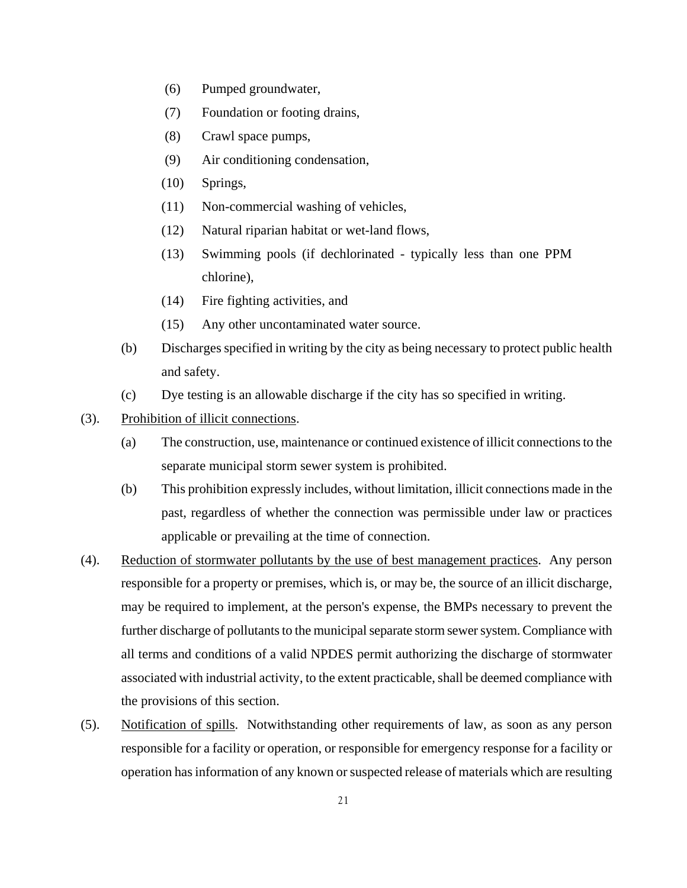(6) Pumped groundwater,

(7) Foundation or footing drains,

(8) Crawl space pumps,

(9) Air conditioning condensation,

(10) Springs,

(11) Non-commercial washing of vehicles,

(12) Natural riparian habitat or wet-land flows,

(13) Swimming pools (if dechlorinated - typically less than one PPM chlorine),

(14) Fire fighting activities, and

(15) Any other uncontaminated water source.

(b) Discharges specified in writing by the city as being necessary to protect public health and safety.

(c) Dye testing is an allowable discharge if the city has so specified in writing.

(3). <u>Prohibition of illicit connections</u>.

(a) The construction, use, maintenance or continued existence of illicit connections to the separate municipal storm sewer system is prohibited.

(b) This prohibition expressly includes, without limitation, illicit connections made in the past, regardless of whether the connection was permissible under law or practices applicable or prevailing at the time of connection.

(4). <u>Reduction of stormwater pollutants by the use of best management practices</u>. Any person responsible for a property or premises, which is, or may be, the source of an illicit discharge, may be required to implement, at the person's expense, the BMPs necessary to prevent the further discharge of pollutants to the municipal separate storm sewer system. Compliance with all terms and conditions of a valid NPDES permit authorizing the discharge of stormwater associated with industrial activity, to the extent practicable, shall be deemed compliance with the provisions of this section.

(5). <u>Notification of spills</u>. Notwithstanding other requirements of law, as soon as any person responsible for a facility or operation, or responsible for emergency response for a facility or operation has information of any known or suspected release of materials which are resulting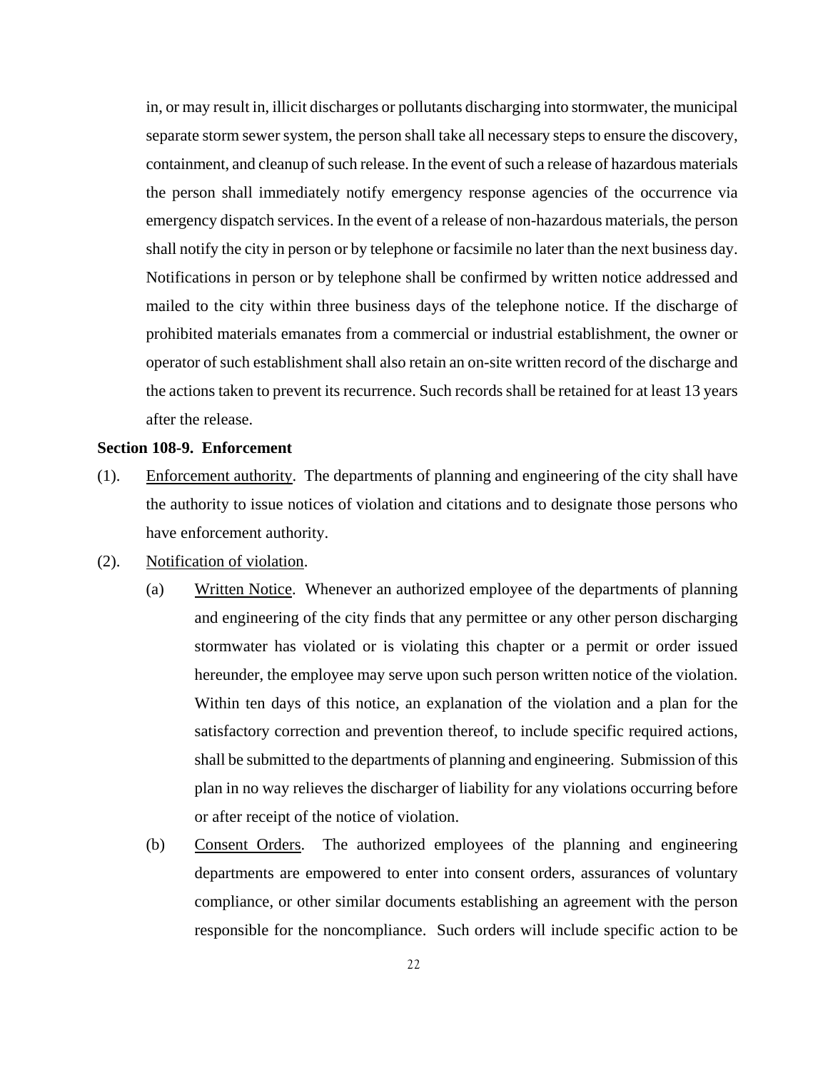in, or may result in, illicit discharges or pollutants discharging into stormwater, the municipal separate storm sewer system, the person shall take all necessary steps to ensure the discovery, containment, and cleanup of such release. In the event of such a release of hazardous materials the person shall immediately notify emergency response agencies of the occurrence via emergency dispatch services. In the event of a release of non-hazardous materials, the person shall notify the city in person or by telephone or facsimile no later than the next business day. Notifications in person or by telephone shall be confirmed by written notice addressed and mailed to the city within three business days of the telephone notice. If the discharge of prohibited materials emanates from a commercial or industrial establishment, the owner or operator of such establishment shall also retain an on-site written record of the discharge and the actions taken to prevent its recurrence. Such records shall be retained for at least 13 years after the release.

**Section 108-9. Enforcement**

(1). Enforcement authority. The departments of planning and engineering of the city shall have the authority to issue notices of violation and citations and to designate those persons who have enforcement authority.

(2). Notification of violation.

(a) Written Notice. Whenever an authorized employee of the departments of planning and engineering of the city finds that any permittee or any other person discharging stormwater has violated or is violating this chapter or a permit or order issued hereunder, the employee may serve upon such person written notice of the violation. Within ten days of this notice, an explanation of the violation and a plan for the satisfactory correction and prevention thereof, to include specific required actions, shall be submitted to the departments of planning and engineering. Submission of this plan in no way relieves the discharger of liability for any violations occurring before or after receipt of the notice of violation.

(b) Consent Orders. The authorized employees of the planning and engineering departments are empowered to enter into consent orders, assurances of voluntary compliance, or other similar documents establishing an agreement with the person responsible for the noncompliance. Such orders will include specific action to be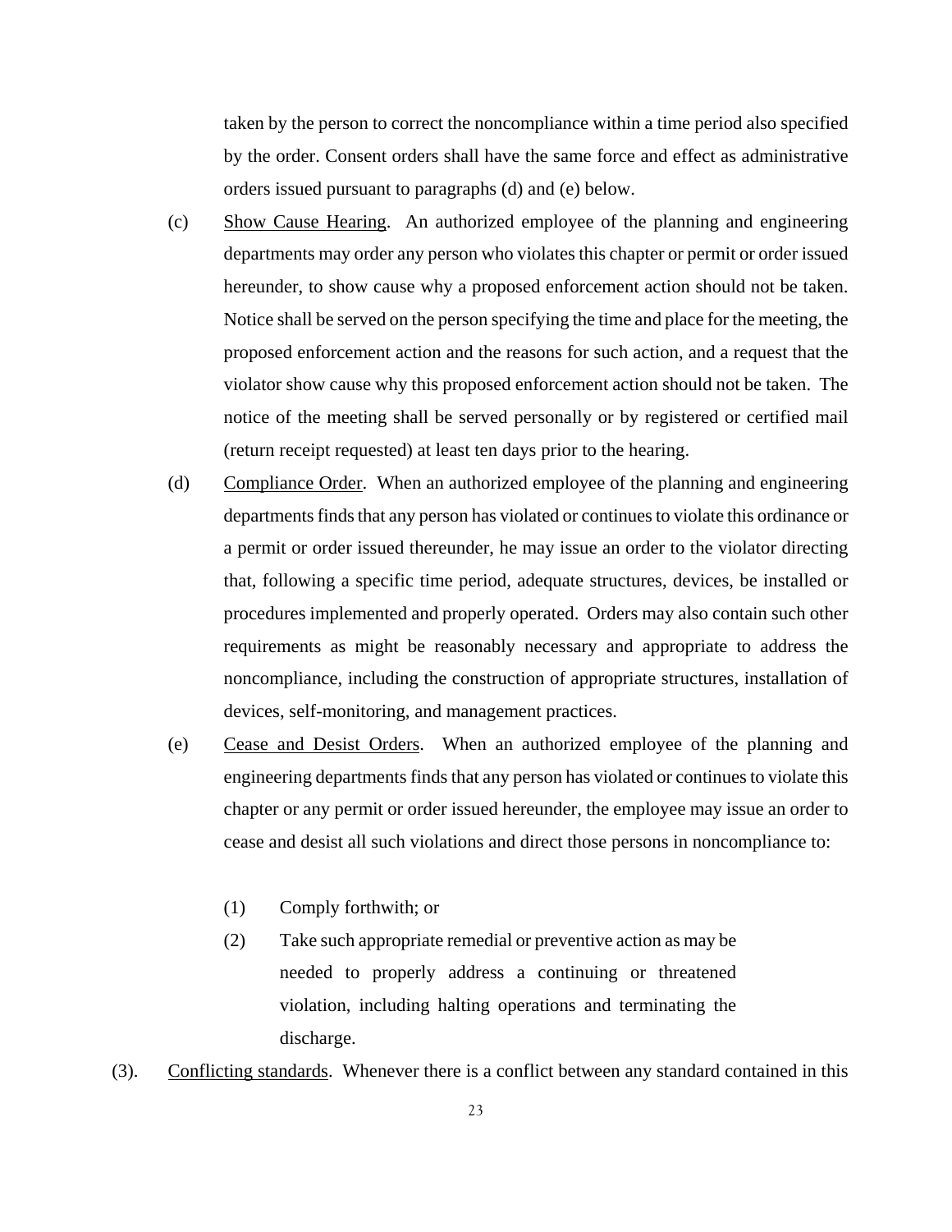taken by the person to correct the noncompliance within a time period also specified by the order. Consent orders shall have the same force and effect as administrative orders issued pursuant to paragraphs (d) and (e) below.

(c) Show Cause Hearing. An authorized employee of the planning and engineering departments may order any person who violates this chapter or permit or order issued hereunder, to show cause why a proposed enforcement action should not be taken. Notice shall be served on the person specifying the time and place for the meeting, the proposed enforcement action and the reasons for such action, and a request that the violator show cause why this proposed enforcement action should not be taken. The notice of the meeting shall be served personally or by registered or certified mail (return receipt requested) at least ten days prior to the hearing.

(d) Compliance Order. When an authorized employee of the planning and engineering departments finds that any person has violated or continues to violate this ordinance or a permit or order issued thereunder, he may issue an order to the violator directing that, following a specific time period, adequate structures, devices, be installed or procedures implemented and properly operated. Orders may also contain such other requirements as might be reasonably necessary and appropriate to address the noncompliance, including the construction of appropriate structures, installation of devices, self-monitoring, and management practices.

(e) Cease and Desist Orders. When an authorized employee of the planning and engineering departments finds that any person has violated or continues to violate this chapter or any permit or order issued hereunder, the employee may issue an order to cease and desist all such violations and direct those persons in noncompliance to:

(1) Comply forthwith; or

(2) Take such appropriate remedial or preventive action as may be needed to properly address a continuing or threatened violation, including halting operations and terminating the discharge.

(3). Conflicting standards. Whenever there is a conflict between any standard contained in this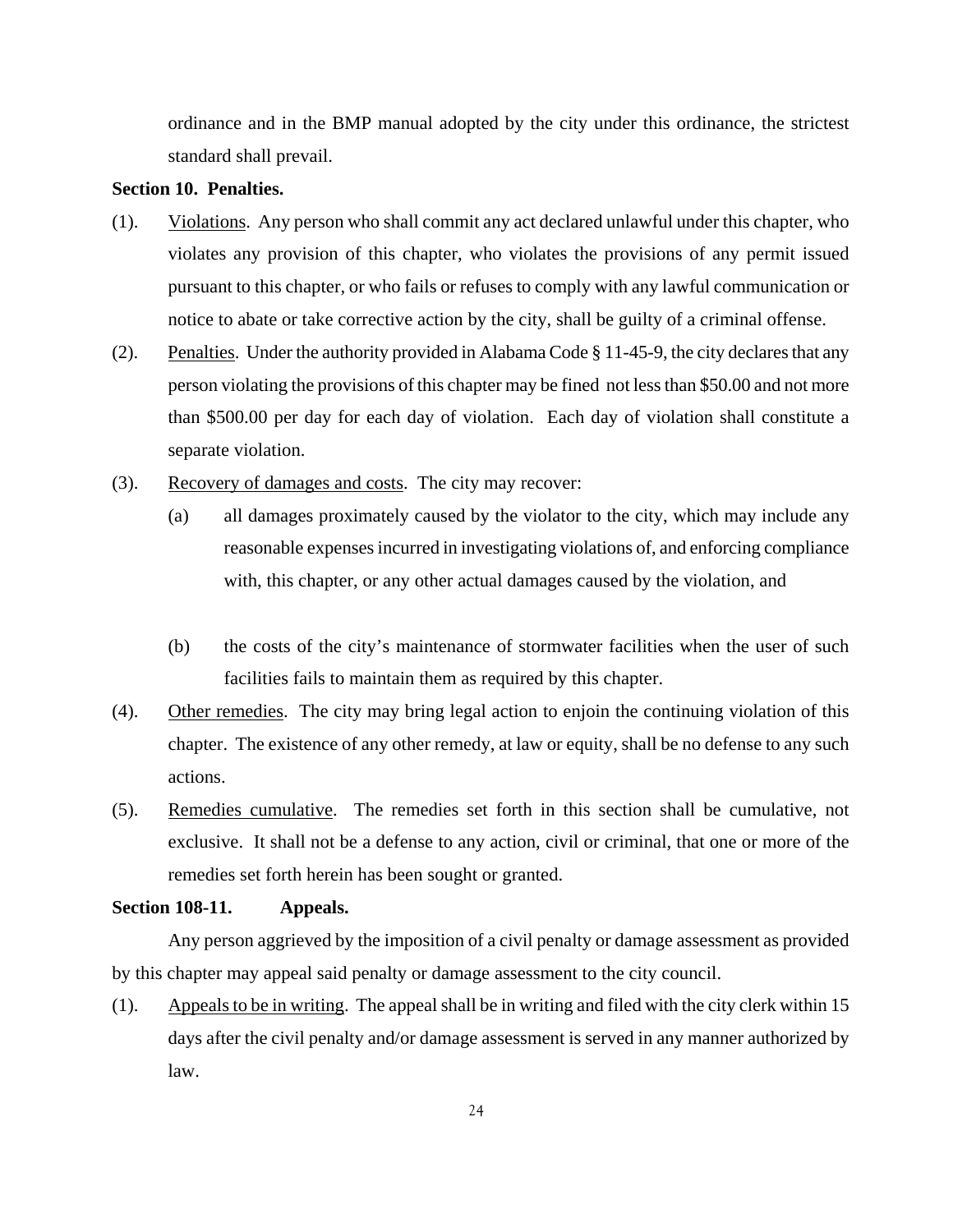ordinance and in the BMP manual adopted by the city under this ordinance, the strictest standard shall prevail.

**Section 10. Penalties.**

(1). Violations. Any person who shall commit any act declared unlawful under this chapter, who violates any provision of this chapter, who violates the provisions of any permit issued pursuant to this chapter, or who fails or refuses to comply with any lawful communication or notice to abate or take corrective action by the city, shall be guilty of a criminal offense.

(2). Penalties. Under the authority provided in Alabama Code § 11-45-9, the city declares that any person violating the provisions of this chapter may be fined not less than $50.00 and not more than $500.00 per day for each day of violation. Each day of violation shall constitute a separate violation.

(3). Recovery of damages and costs. The city may recover:

(a) all damages proximately caused by the violator to the city, which may include any reasonable expenses incurred in investigating violations of, and enforcing compliance with, this chapter, or any other actual damages caused by the violation, and

(b) the costs of the city's maintenance of stormwater facilities when the user of such facilities fails to maintain them as required by this chapter.

(4). Other remedies. The city may bring legal action to enjoin the continuing violation of this chapter. The existence of any other remedy, at law or equity, shall be no defense to any such actions.

(5). Remedies cumulative. The remedies set forth in this section shall be cumulative, not exclusive. It shall not be a defense to any action, civil or criminal, that one or more of the remedies set forth herein has been sought or granted.

**Section 108-11. Appeals.**

Any person aggrieved by the imposition of a civil penalty or damage assessment as provided by this chapter may appeal said penalty or damage assessment to the city council.

(1). Appeals to be in writing. The appeal shall be in writing and filed with the city clerk within 15 days after the civil penalty and/or damage assessment is served in any manner authorized by law.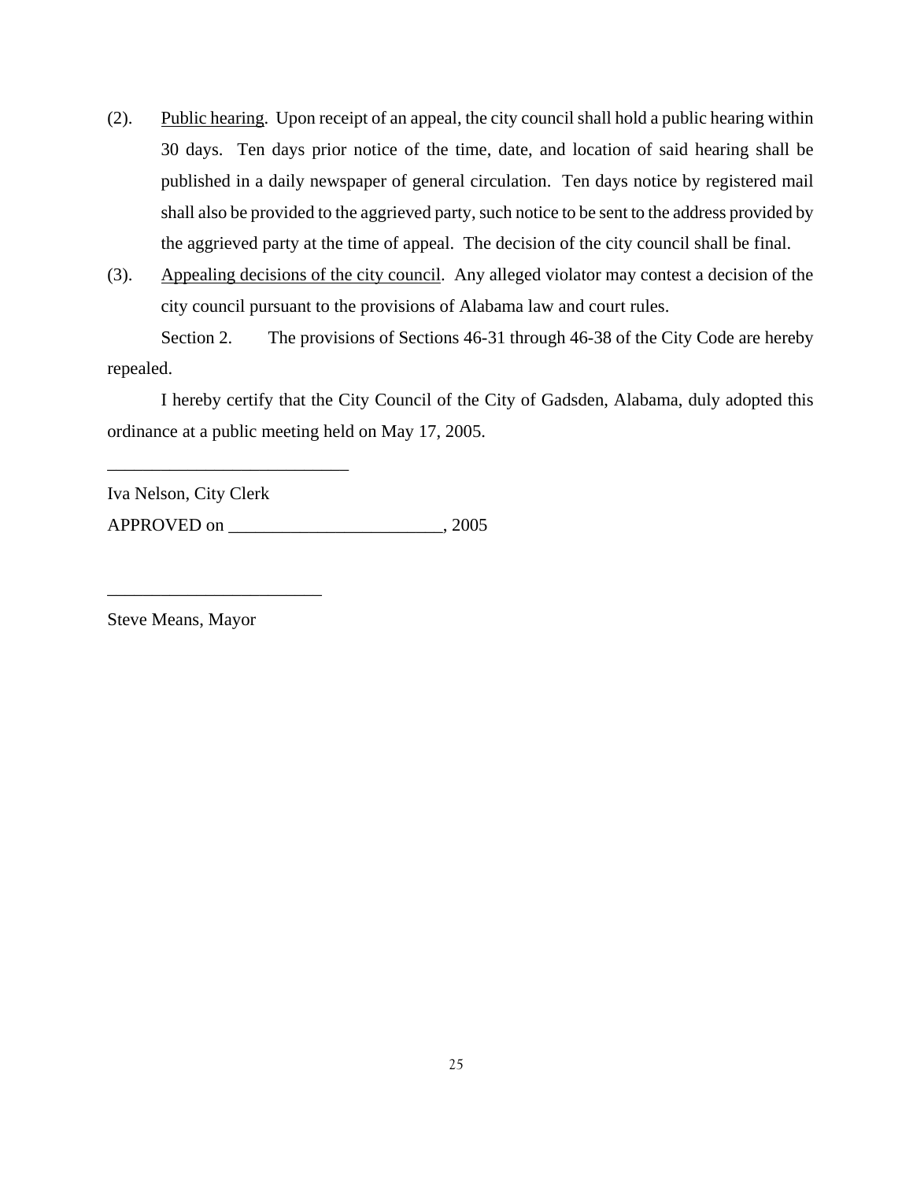(2). Public hearing. Upon receipt of an appeal, the city council shall hold a public hearing within 30 days. Ten days prior notice of the time, date, and location of said hearing shall be published in a daily newspaper of general circulation. Ten days notice by registered mail shall also be provided to the aggrieved party, such notice to be sent to the address provided by the aggrieved party at the time of appeal. The decision of the city council shall be final.

(3). Appealing decisions of the city council. Any alleged violator may contest a decision of the city council pursuant to the provisions of Alabama law and court rules.

Section 2. The provisions of Sections 46-31 through 46-38 of the City Code are hereby repealed.

I hereby certify that the City Council of the City of Gadsden, Alabama, duly adopted this ordinance at a public meeting held on May 17, 2005.

___________________________

Iva Nelson, City Clerk

APPROVED on ________________________, 2005

________________________

Steve Means, Mayor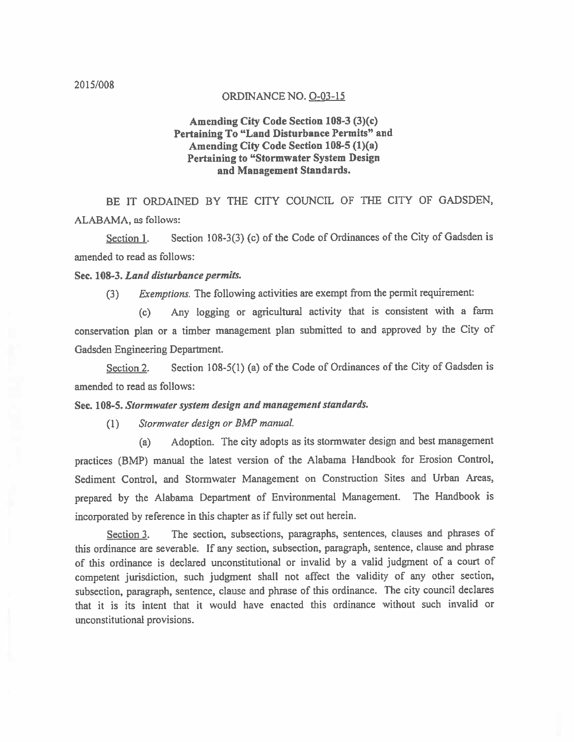2015/008

ORDINANCE NO. O-03-15

**Amending City Code Section 108-3 (3)(c) Pertaining To "Land Disturbance Permits" and Amending City Code Section 108-5 (1)(a) Pertaining to "Stormwater System Design and Management Standards.**

BE IT ORDAINED BY THE CITY COUNCIL OF THE CITY OF GADSDEN, ALABAMA, as follows:

Section 1. Section 108-3(3) (c) of the Code of Ordinances of the City of Gadsden is amended to read as follows:

**Sec. 108-3.** ***Land disturbance permits.***

(3) *Exemptions.* The following activities are exempt from the permit requirement:

(c) Any logging or agricultural activity that is consistent with a farm conservation plan or a timber management plan submitted to and approved by the City of Gadsden Engineering Department.

Section 2. Section 108-5(1) (a) of the Code of Ordinances of the City of Gadsden is amended to read as follows:

**Sec. 108-5.** ***Stormwater system design and management standards.***

(1) *Stormwater design or BMP manual.*

(a) Adoption. The city adopts as its stormwater design and best management practices (BMP) manual the latest version of the Alabama Handbook for Erosion Control, Sediment Control, and Stormwater Management on Construction Sites and Urban Areas, prepared by the Alabama Department of Environmental Management. The Handbook is incorporated by reference in this chapter as if fully set out herein.

Section 3. The section, subsections, paragraphs, sentences, clauses and phrases of this ordinance are severable. If any section, subsection, paragraph, sentence, clause and phrase of this ordinance is declared unconstitutional or invalid by a valid judgment of a court of competent jurisdiction, such judgment shall not affect the validity of any other section, subsection, paragraph, sentence, clause and phrase of this ordinance. The city council declares that it is its intent that it would have enacted this ordinance without such invalid or unconstitutional provisions.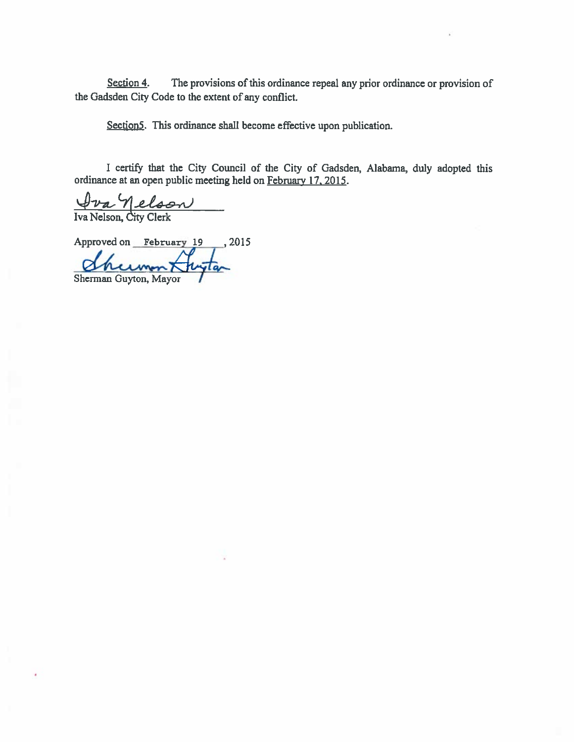Section 4. The provisions of this ordinance repeal any prior ordinance or provision of the Gadsden City Code to the extent of any conflict.

Section5. This ordinance shall become effective upon publication.

I certify that the City Council of the City of Gadsden, Alabama, duly adopted this ordinance at an open public meeting held on February 17, 2015.

Iva Nelson
Iva Nelson, City Clerk

Approved on February 19, 2015

Sherman Guyton
Sherman Guyton, Mayor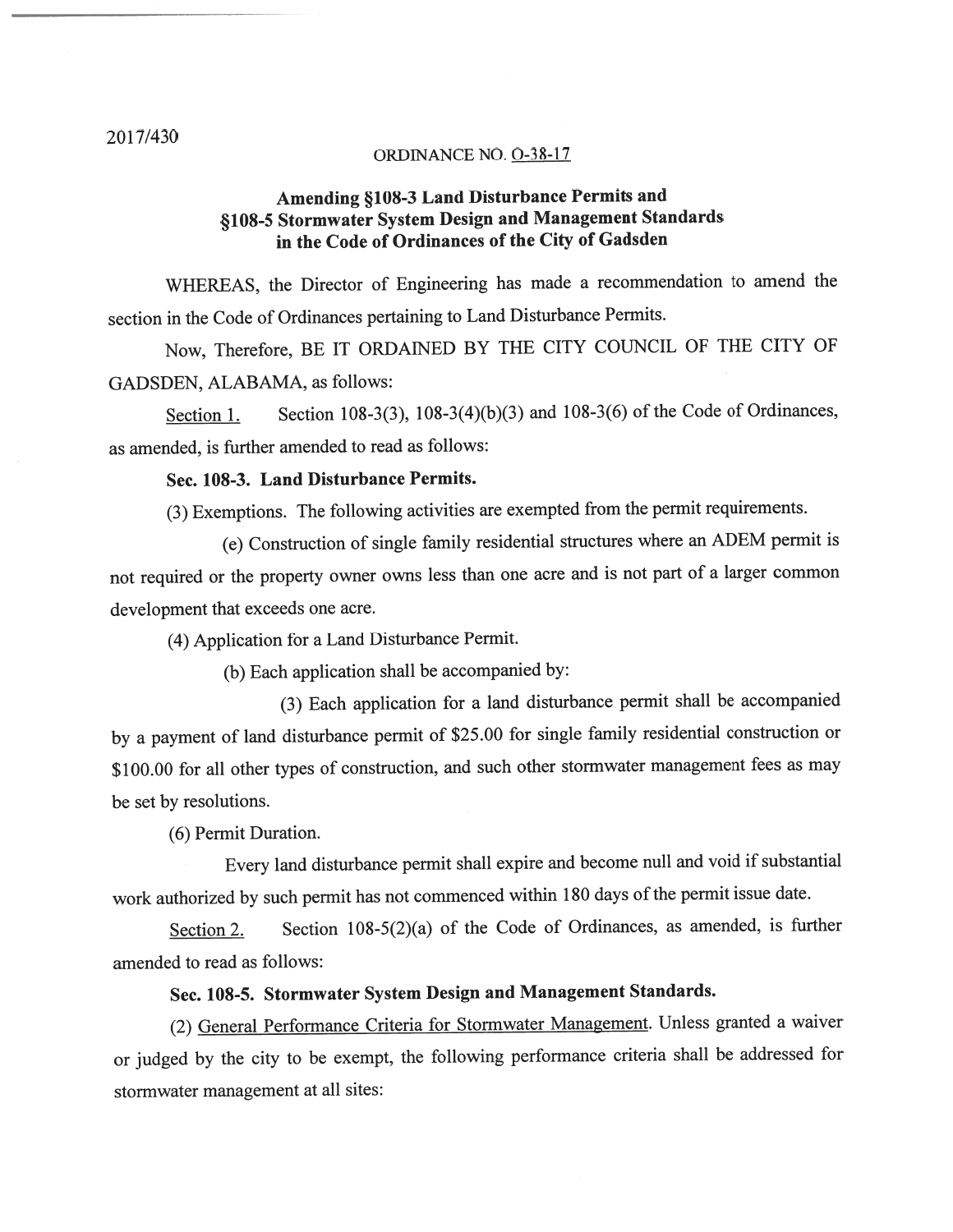2017/430

ORDINANCE NO. <u>O-38-17</u>

# Amending §108-3 Land Disturbance Permits and §108-5 Stormwater System Design and Management Standards in the Code of Ordinances of the City of Gadsden

WHEREAS, the Director of Engineering has made a recommendation to amend the section in the Code of Ordinances pertaining to Land Disturbance Permits.

Now, Therefore, BE IT ORDAINED BY THE CITY COUNCIL OF THE CITY OF GADSDEN, ALABAMA, as follows:

<u>Section 1.</u> Section 108-3(3), 108-3(4)(b)(3) and 108-3(6) of the Code of Ordinances, as amended, is further amended to read as follows:

**Sec. 108-3. Land Disturbance Permits.**

(3) Exemptions. The following activities are exempted from the permit requirements.

(e) Construction of single family residential structures where an ADEM permit is not required or the property owner owns less than one acre and is not part of a larger common development that exceeds one acre.

(4) Application for a Land Disturbance Permit.

(b) Each application shall be accompanied by:

(3) Each application for a land disturbance permit shall be accompanied by a payment of land disturbance permit of $25.00 for single family residential construction or $100.00 for all other types of construction, and such other stormwater management fees as may be set by resolutions.

(6) Permit Duration.

Every land disturbance permit shall expire and become null and void if substantial work authorized by such permit has not commenced within 180 days of the permit issue date.

<u>Section 2.</u> Section 108-5(2)(a) of the Code of Ordinances, as amended, is further amended to read as follows:

**Sec. 108-5. Stormwater System Design and Management Standards.**

(2) <u>General Performance Criteria for Stormwater Management</u>. Unless granted a waiver or judged by the city to be exempt, the following performance criteria shall be addressed for stormwater management at all sites: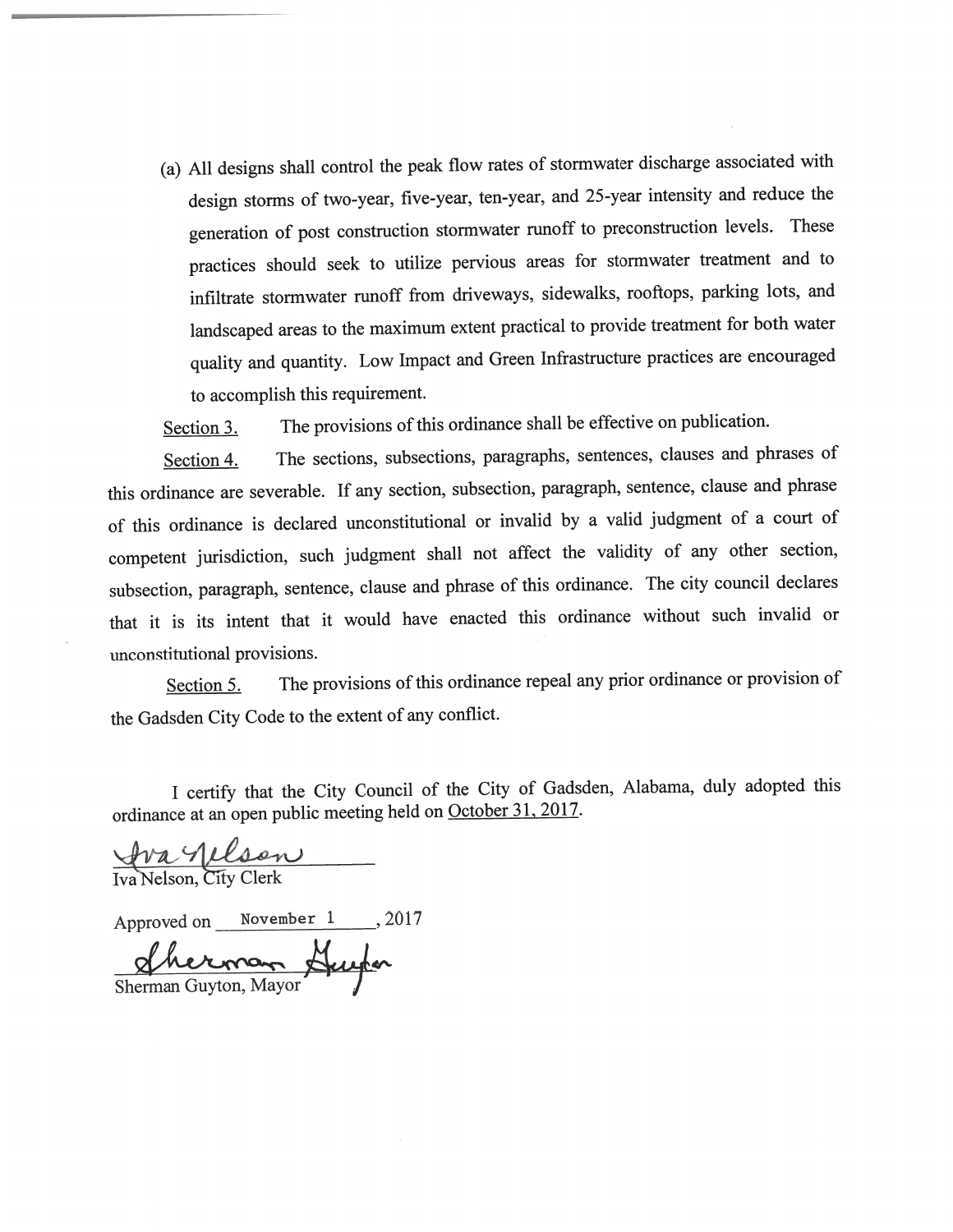(a) All designs shall control the peak flow rates of stormwater discharge associated with design storms of two-year, five-year, ten-year, and 25-year intensity and reduce the generation of post construction stormwater runoff to preconstruction levels. These practices should seek to utilize pervious areas for stormwater treatment and to infiltrate stormwater runoff from driveways, sidewalks, rooftops, parking lots, and landscaped areas to the maximum extent practical to provide treatment for both water quality and quantity. Low Impact and Green Infrastructure practices are encouraged to accomplish this requirement.

Section 3. The provisions of this ordinance shall be effective on publication.

Section 4. The sections, subsections, paragraphs, sentences, clauses and phrases of this ordinance are severable. If any section, subsection, paragraph, sentence, clause and phrase of this ordinance is declared unconstitutional or invalid by a valid judgment of a court of competent jurisdiction, such judgment shall not affect the validity of any other section, subsection, paragraph, sentence, clause and phrase of this ordinance. The city council declares that it is its intent that it would have enacted this ordinance without such invalid or unconstitutional provisions.

Section 5. The provisions of this ordinance repeal any prior ordinance or provision of the Gadsden City Code to the extent of any conflict.

I certify that the City Council of the City of Gadsden, Alabama, duly adopted this ordinance at an open public meeting held on October 31, 2017.

Iva Nelson

Iva Nelson, City Clerk

Approved on November 1, 2017

Sherman Guyton

Sherman Guyton, Mayor